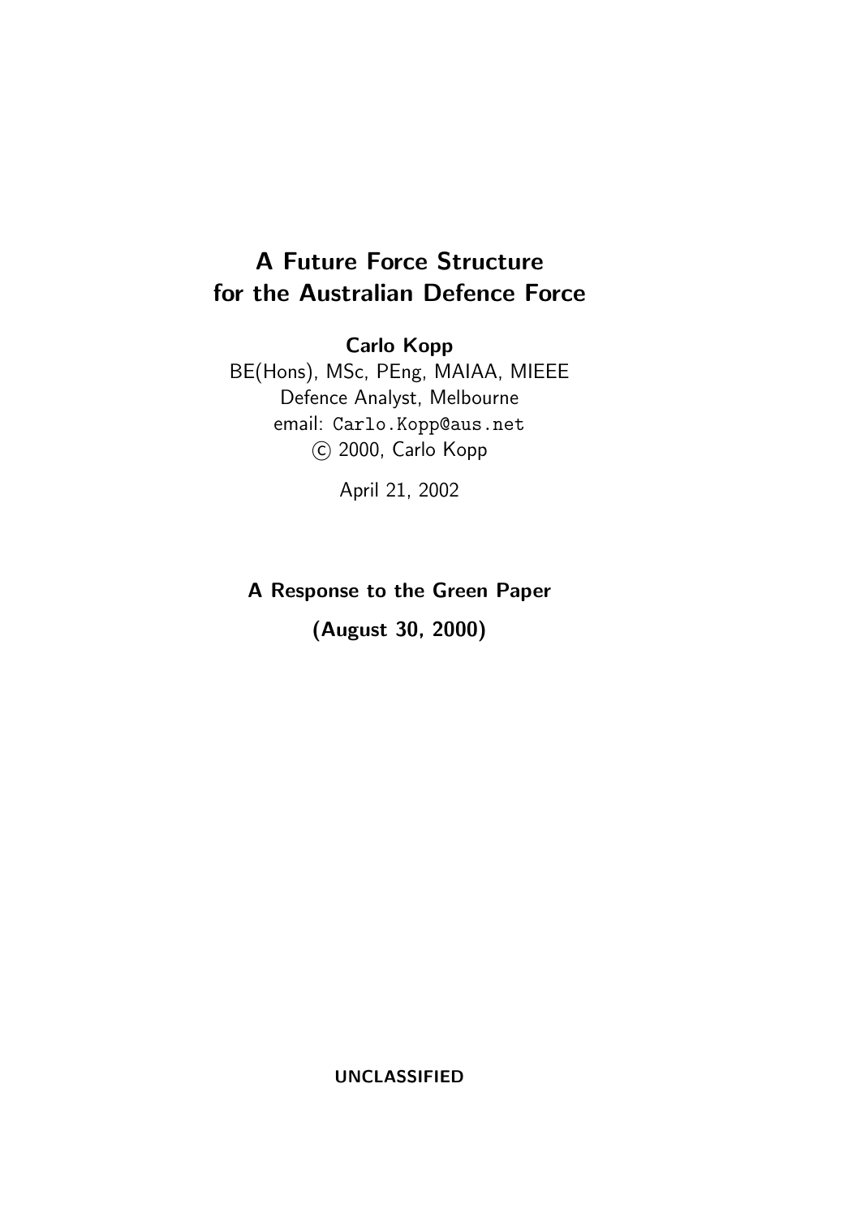# A Future Force Structure for the Australian Defence Force

**Carlo Kopp**

BE(Hons), MSc, PEng, MAIAA, MIEEE

Defence Analyst, Melbourne

email: Carlo.Kopp@aus.net

© 2000, Carlo Kopp

April 21, 2002

**A Response to the Green Paper**

**(August 30, 2000)**

**UNCLASSIFIED**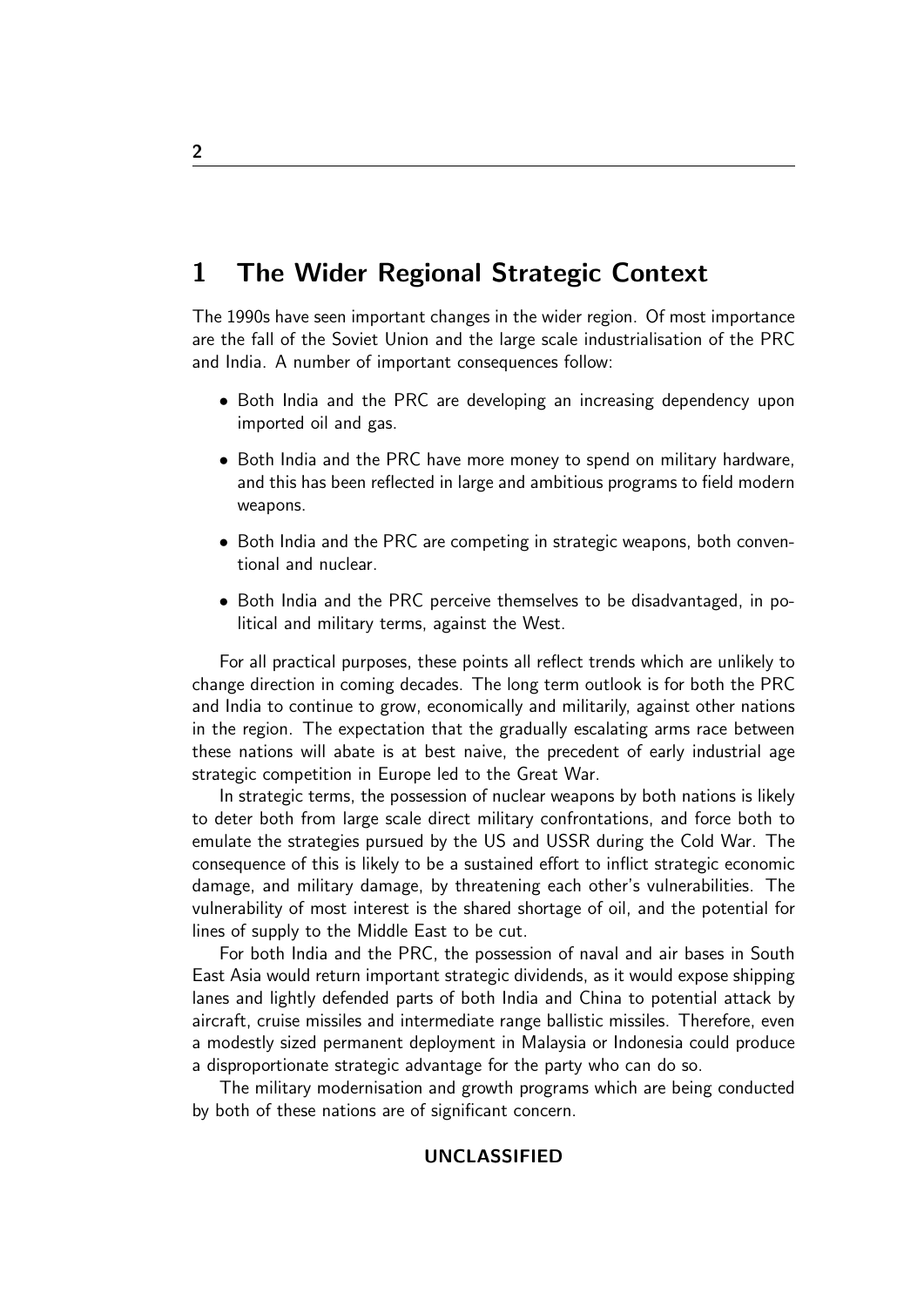# 1 The Wider Regional Strategic Context

The 1990s have seen important changes in the wider region. Of most importance are the fall of the Soviet Union and the large scale industrialisation of the PRC and India. A number of important consequences follow:

- Both India and the PRC are developing an increasing dependency upon imported oil and gas.
- Both India and the PRC have more money to spend on military hardware, and this has been reflected in large and ambitious programs to field modern weapons.
- Both India and the PRC are competing in strategic weapons, both conventional and nuclear.
- Both India and the PRC perceive themselves to be disadvantaged, in political and military terms, against the West.

For all practical purposes, these points all reflect trends which are unlikely to change direction in coming decades. The long term outlook is for both the PRC and India to continue to grow, economically and militarily, against other nations in the region. The expectation that the gradually escalating arms race between these nations will abate is at best naive, the precedent of early industrial age strategic competition in Europe led to the Great War.

In strategic terms, the possession of nuclear weapons by both nations is likely to deter both from large scale direct military confrontations, and force both to emulate the strategies pursued by the US and USSR during the Cold War. The consequence of this is likely to be a sustained effort to inflict strategic economic damage, and military damage, by threatening each other's vulnerabilities. The vulnerability of most interest is the shared shortage of oil, and the potential for lines of supply to the Middle East to be cut.

For both India and the PRC, the possession of naval and air bases in South East Asia would return important strategic dividends, as it would expose shipping lanes and lightly defended parts of both India and China to potential attack by aircraft, cruise missiles and intermediate range ballistic missiles. Therefore, even a modestly sized permanent deployment in Malaysia or Indonesia could produce a disproportionate strategic advantage for the party who can do so.

The military modernisation and growth programs which are being conducted by both of these nations are of significant concern.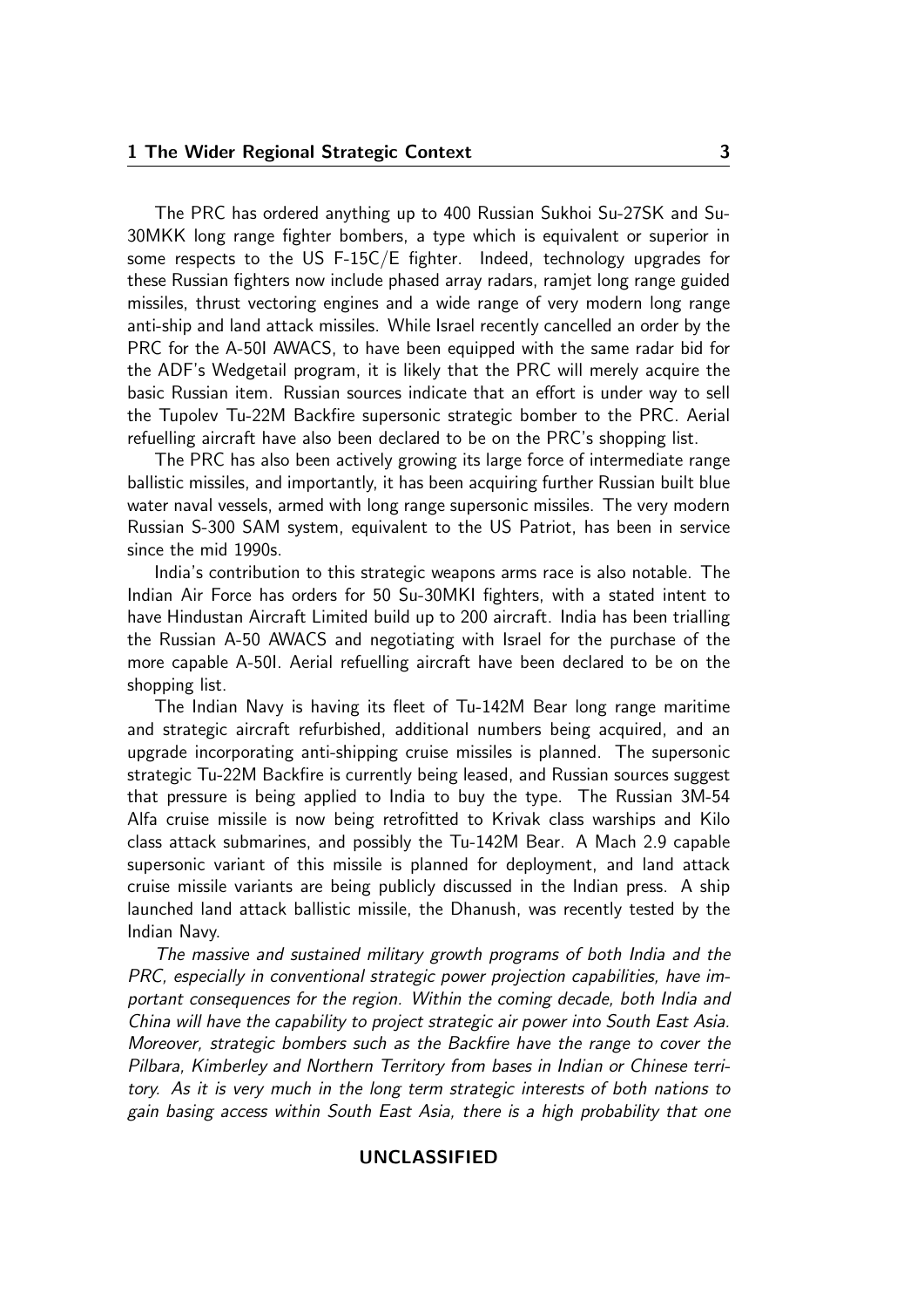The PRC has ordered anything up to 400 Russian Sukhoi Su-27SK and Su-30MKK long range fighter bombers, a type which is equivalent or superior in some respects to the US F-15C/E fighter. Indeed, technology upgrades for these Russian fighters now include phased array radars, ramjet long range guided missiles, thrust vectoring engines and a wide range of very modern long range anti-ship and land attack missiles. While Israel recently cancelled an order by the PRC for the A-50I AWACS, to have been equipped with the same radar bid for the ADF's Wedgetail program, it is likely that the PRC will merely acquire the basic Russian item. Russian sources indicate that an effort is under way to sell the Tupolev Tu-22M Backfire supersonic strategic bomber to the PRC. Aerial refuelling aircraft have also been declared to be on the PRC's shopping list.

The PRC has also been actively growing its large force of intermediate range ballistic missiles, and importantly, it has been acquiring further Russian built blue water naval vessels, armed with long range supersonic missiles. The very modern Russian S-300 SAM system, equivalent to the US Patriot, has been in service since the mid 1990s.

India's contribution to this strategic weapons arms race is also notable. The Indian Air Force has orders for 50 Su-30MKI fighters, with a stated intent to have Hindustan Aircraft Limited build up to 200 aircraft. India has been trialling the Russian A-50 AWACS and negotiating with Israel for the purchase of the more capable A-50I. Aerial refuelling aircraft have been declared to be on the shopping list.

The Indian Navy is having its fleet of Tu-142M Bear long range maritime and strategic aircraft refurbished, additional numbers being acquired, and an upgrade incorporating anti-shipping cruise missiles is planned. The supersonic strategic Tu-22M Backfire is currently being leased, and Russian sources suggest that pressure is being applied to India to buy the type. The Russian 3M-54 Alfa cruise missile is now being retrofitted to Krivak class warships and Kilo class attack submarines, and possibly the Tu-142M Bear. A Mach 2.9 capable supersonic variant of this missile is planned for deployment, and land attack cruise missile variants are being publicly discussed in the Indian press. A ship launched land attack ballistic missile, the Dhanush, was recently tested by the Indian Navy.

*The massive and sustained military growth programs of both India and the PRC, especially in conventional strategic power projection capabilities, have important consequences for the region. Within the coming decade, both India and China will have the capability to project strategic air power into South East Asia. Moreover, strategic bombers such as the Backfire have the range to cover the Pilbara, Kimberley and Northern Territory from bases in Indian or Chinese territory. As it is very much in the long term strategic interests of both nations to gain basing access within South East Asia, there is a high probability that one*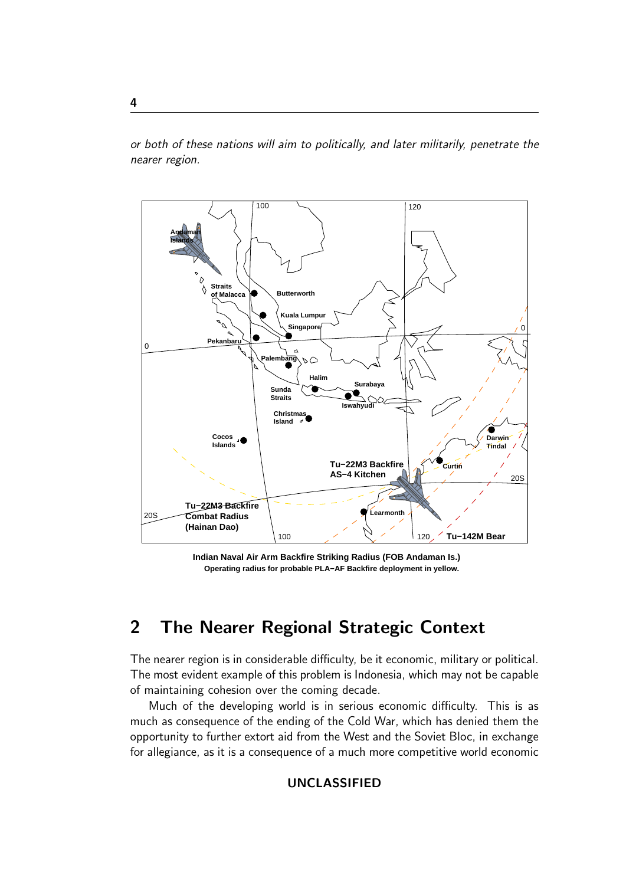*or both of these nations will aim to politically, and later militarily, penetrate the nearer region.*

**Indian Naval Air Arm Backfire Striking Radius (FOB Andaman Is.)**
**Operating radius for probable PLA–AF Backfire deployment in yellow.**

## 2 The Nearer Regional Strategic Context

The nearer region is in considerable difficulty, be it economic, military or political. The most evident example of this problem is Indonesia, which may not be capable of maintaining cohesion over the coming decade.

Much of the developing world is in serious economic difficulty. This is as much as consequence of the ending of the Cold War, which has denied them the opportunity to further extort aid from the West and the Soviet Bloc, in exchange for allegiance, as it is a consequence of a much more competitive world economic

UNCLASSIFIED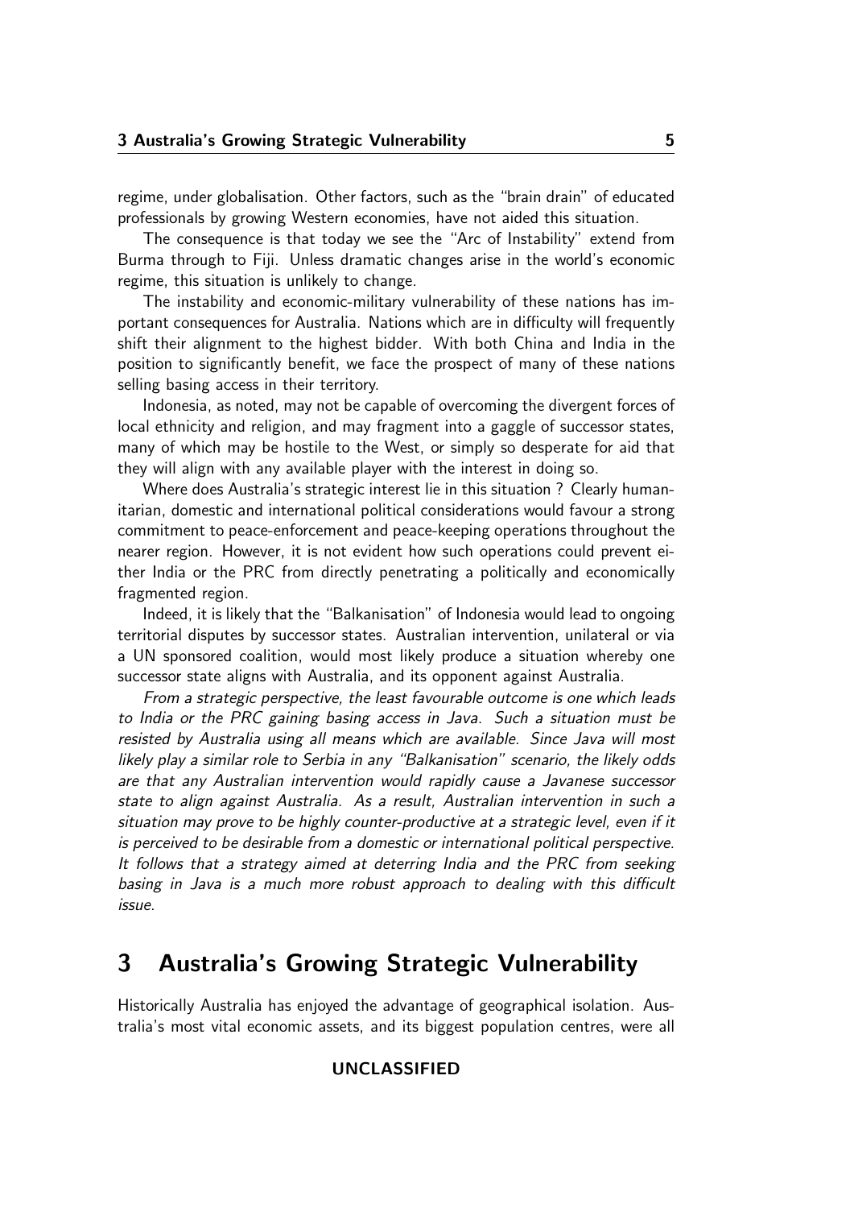regime, under globalisation. Other factors, such as the "brain drain" of educated professionals by growing Western economies, have not aided this situation.

The consequence is that today we see the "Arc of Instability" extend from Burma through to Fiji. Unless dramatic changes arise in the world's economic regime, this situation is unlikely to change.

The instability and economic-military vulnerability of these nations has important consequences for Australia. Nations which are in difficulty will frequently shift their alignment to the highest bidder. With both China and India in the position to significantly benefit, we face the prospect of many of these nations selling basing access in their territory.

Indonesia, as noted, may not be capable of overcoming the divergent forces of local ethnicity and religion, and may fragment into a gaggle of successor states, many of which may be hostile to the West, or simply so desperate for aid that they will align with any available player with the interest in doing so.

Where does Australia's strategic interest lie in this situation ? Clearly humanitarian, domestic and international political considerations would favour a strong commitment to peace-enforcement and peace-keeping operations throughout the nearer region. However, it is not evident how such operations could prevent either India or the PRC from directly penetrating a politically and economically fragmented region.

Indeed, it is likely that the "Balkanisation" of Indonesia would lead to ongoing territorial disputes by successor states. Australian intervention, unilateral or via a UN sponsored coalition, would most likely produce a situation whereby one successor state aligns with Australia, and its opponent against Australia.

*From a strategic perspective, the least favourable outcome is one which leads to India or the PRC gaining basing access in Java. Such a situation must be resisted by Australia using all means which are available. Since Java will most likely play a similar role to Serbia in any "Balkanisation" scenario, the likely odds are that any Australian intervention would rapidly cause a Javanese successor state to align against Australia. As a result, Australian intervention in such a situation may prove to be highly counter-productive at a strategic level, even if it is perceived to be desirable from a domestic or international political perspective. It follows that a strategy aimed at deterring India and the PRC from seeking basing in Java is a much more robust approach to dealing with this difficult issue.*

## 3 Australia's Growing Strategic Vulnerability

Historically Australia has enjoyed the advantage of geographical isolation. Australia's most vital economic assets, and its biggest population centres, were all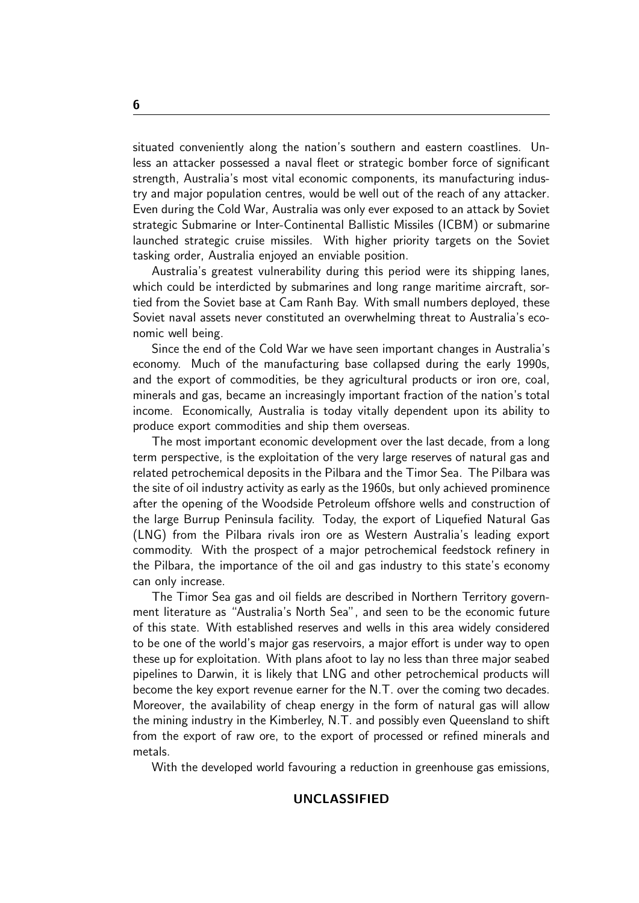situated conveniently along the nation's southern and eastern coastlines. Unless an attacker possessed a naval fleet or strategic bomber force of significant strength, Australia's most vital economic components, its manufacturing industry and major population centres, would be well out of the reach of any attacker. Even during the Cold War, Australia was only ever exposed to an attack by Soviet strategic Submarine or Inter-Continental Ballistic Missiles (ICBM) or submarine launched strategic cruise missiles. With higher priority targets on the Soviet tasking order, Australia enjoyed an enviable position.

Australia's greatest vulnerability during this period were its shipping lanes, which could be interdicted by submarines and long range maritime aircraft, sortied from the Soviet base at Cam Ranh Bay. With small numbers deployed, these Soviet naval assets never constituted an overwhelming threat to Australia's economic well being.

Since the end of the Cold War we have seen important changes in Australia's economy. Much of the manufacturing base collapsed during the early 1990s, and the export of commodities, be they agricultural products or iron ore, coal, minerals and gas, became an increasingly important fraction of the nation's total income. Economically, Australia is today vitally dependent upon its ability to produce export commodities and ship them overseas.

The most important economic development over the last decade, from a long term perspective, is the exploitation of the very large reserves of natural gas and related petrochemical deposits in the Pilbara and the Timor Sea. The Pilbara was the site of oil industry activity as early as the 1960s, but only achieved prominence after the opening of the Woodside Petroleum offshore wells and construction of the large Burrup Peninsula facility. Today, the export of Liquefied Natural Gas (LNG) from the Pilbara rivals iron ore as Western Australia's leading export commodity. With the prospect of a major petrochemical feedstock refinery in the Pilbara, the importance of the oil and gas industry to this state's economy can only increase.

The Timor Sea gas and oil fields are described in Northern Territory government literature as "Australia's North Sea", and seen to be the economic future of this state. With established reserves and wells in this area widely considered to be one of the world's major gas reservoirs, a major effort is under way to open these up for exploitation. With plans afoot to lay no less than three major seabed pipelines to Darwin, it is likely that LNG and other petrochemical products will become the key export revenue earner for the N.T. over the coming two decades. Moreover, the availability of cheap energy in the form of natural gas will allow the mining industry in the Kimberley, N.T. and possibly even Queensland to shift from the export of raw ore, to the export of processed or refined minerals and metals.

With the developed world favouring a reduction in greenhouse gas emissions,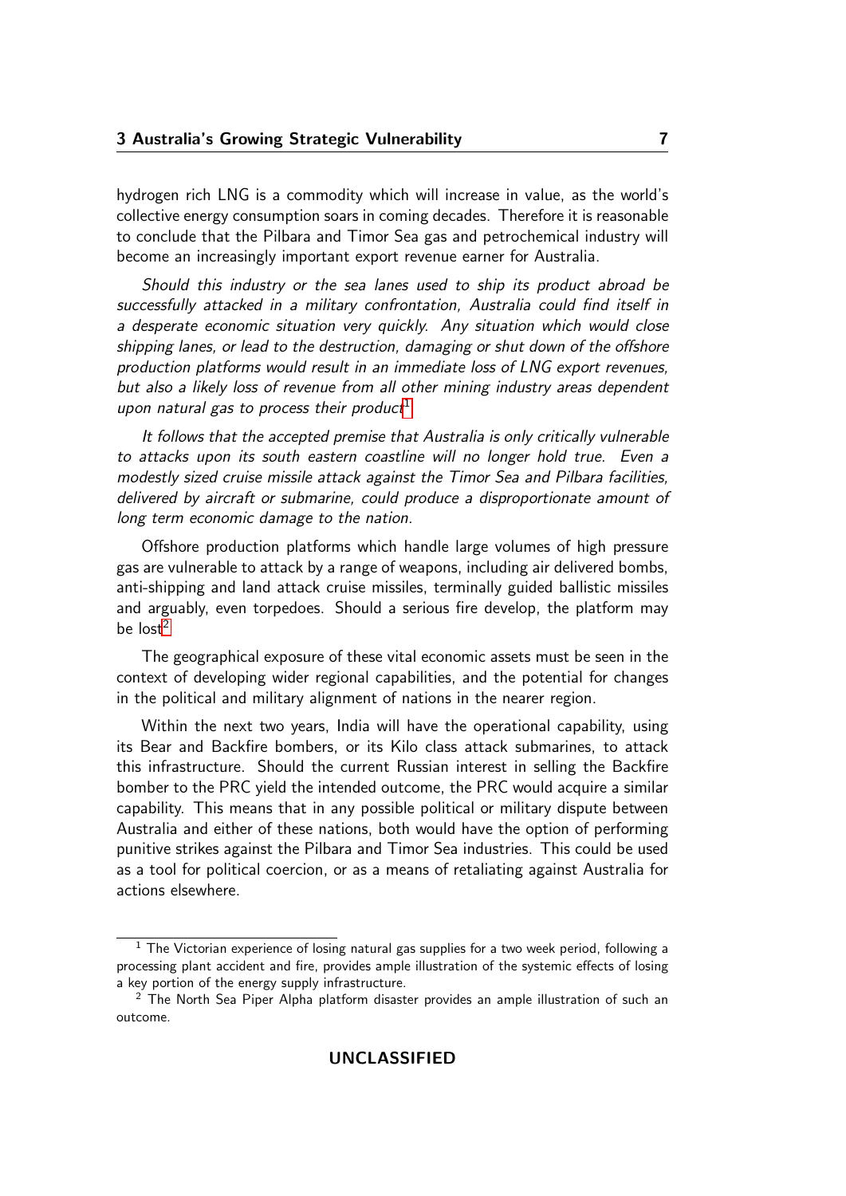hydrogen rich LNG is a commodity which will increase in value, as the world's collective energy consumption soars in coming decades. Therefore it is reasonable to conclude that the Pilbara and Timor Sea gas and petrochemical industry will become an increasingly important export revenue earner for Australia.

*Should this industry or the sea lanes used to ship its product abroad be successfully attacked in a military confrontation, Australia could find itself in a desperate economic situation very quickly. Any situation which would close shipping lanes, or lead to the destruction, damaging or shut down of the offshore production platforms would result in an immediate loss of LNG export revenues, but also a likely loss of revenue from all other mining industry areas dependent upon natural gas to process their product*[1].

*It follows that the accepted premise that Australia is only critically vulnerable to attacks upon its south eastern coastline will no longer hold true. Even a modestly sized cruise missile attack against the Timor Sea and Pilbara facilities, delivered by aircraft or submarine, could produce a disproportionate amount of long term economic damage to the nation.*

Offshore production platforms which handle large volumes of high pressure gas are vulnerable to attack by a range of weapons, including air delivered bombs, anti-shipping and land attack cruise missiles, terminally guided ballistic missiles and arguably, even torpedoes. Should a serious fire develop, the platform may be lost[2].

The geographical exposure of these vital economic assets must be seen in the context of developing wider regional capabilities, and the potential for changes in the political and military alignment of nations in the nearer region.

Within the next two years, India will have the operational capability, using its Bear and Backfire bombers, or its Kilo class attack submarines, to attack this infrastructure. Should the current Russian interest in selling the Backfire bomber to the PRC yield the intended outcome, the PRC would acquire a similar capability. This means that in any possible political or military dispute between Australia and either of these nations, both would have the option of performing punitive strikes against the Pilbara and Timor Sea industries. This could be used as a tool for political coercion, or as a means of retaliating against Australia for actions elsewhere.

---

[1] The Victorian experience of losing natural gas supplies for a two week period, following a processing plant accident and fire, provides ample illustration of the systemic effects of losing a key portion of the energy supply infrastructure.

[2] The North Sea Piper Alpha platform disaster provides an ample illustration of such an outcome.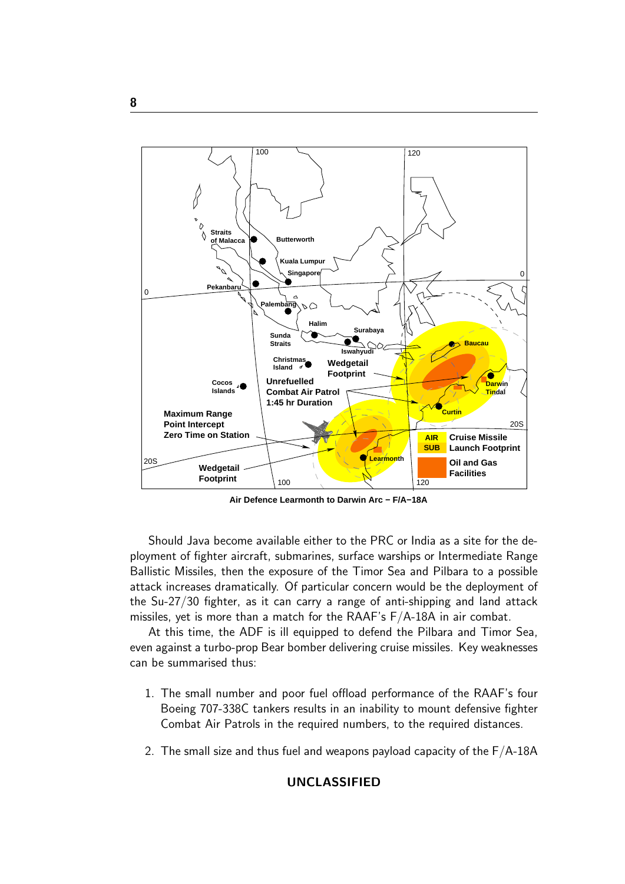Air Defence Learmonth to Darwin Arc – F/A–18A

Should Java become available either to the PRC or India as a site for the deployment of fighter aircraft, submarines, surface warships or Intermediate Range Ballistic Missiles, then the exposure of the Timor Sea and Pilbara to a possible attack increases dramatically. Of particular concern would be the deployment of the Su-27/30 fighter, as it can carry a range of anti-shipping and land attack missiles, yet is more than a match for the RAAF's F/A-18A in air combat.

At this time, the ADF is ill equipped to defend the Pilbara and Timor Sea, even against a turbo-prop Bear bomber delivering cruise missiles. Key weaknesses can be summarised thus:

1. The small number and poor fuel offload performance of the RAAF's four Boeing 707-338C tankers results in an inability to mount defensive fighter Combat Air Patrols in the required numbers, to the required distances.

2. The small size and thus fuel and weapons payload capacity of the F/A-18A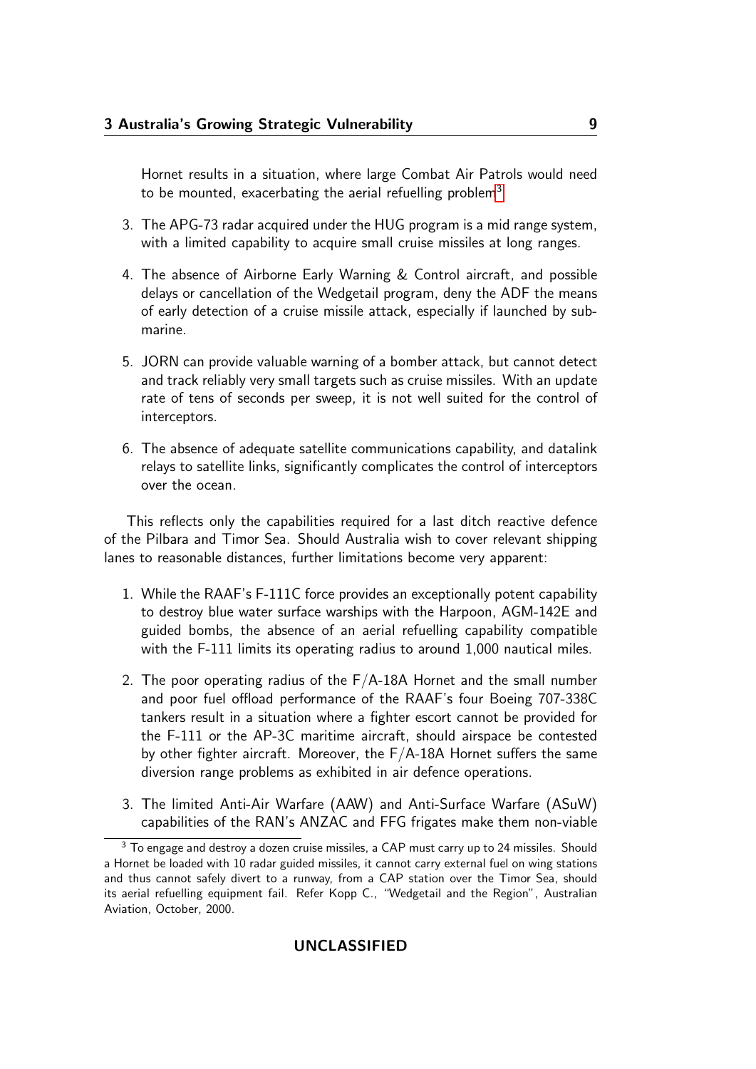Hornet results in a situation, where large Combat Air Patrols would need to be mounted, exacerbating the aerial refuelling problem[3].

3. The APG-73 radar acquired under the HUG program is a mid range system, with a limited capability to acquire small cruise missiles at long ranges.

4. The absence of Airborne Early Warning & Control aircraft, and possible delays or cancellation of the Wedgetail program, deny the ADF the means of early detection of a cruise missile attack, especially if launched by submarine.

5. JORN can provide valuable warning of a bomber attack, but cannot detect and track reliably very small targets such as cruise missiles. With an update rate of tens of seconds per sweep, it is not well suited for the control of interceptors.

6. The absence of adequate satellite communications capability, and datalink relays to satellite links, significantly complicates the control of interceptors over the ocean.

This reflects only the capabilities required for a last ditch reactive defence of the Pilbara and Timor Sea. Should Australia wish to cover relevant shipping lanes to reasonable distances, further limitations become very apparent:

1. While the RAAF's F-111C force provides an exceptionally potent capability to destroy blue water surface warships with the Harpoon, AGM-142E and guided bombs, the absence of an aerial refuelling capability compatible with the F-111 limits its operating radius to around 1,000 nautical miles.

2. The poor operating radius of the F/A-18A Hornet and the small number and poor fuel offload performance of the RAAF's four Boeing 707-338C tankers result in a situation where a fighter escort cannot be provided for the F-111 or the AP-3C maritime aircraft, should airspace be contested by other fighter aircraft. Moreover, the F/A-18A Hornet suffers the same diversion range problems as exhibited in air defence operations.

3. The limited Anti-Air Warfare (AAW) and Anti-Surface Warfare (ASuW) capabilities of the RAN's ANZAC and FFG frigates make them non-viable

[3] To engage and destroy a dozen cruise missiles, a CAP must carry up to 24 missiles. Should a Hornet be loaded with 10 radar guided missiles, it cannot carry external fuel on wing stations and thus cannot safely divert to a runway, from a CAP station over the Timor Sea, should its aerial refuelling equipment fail. Refer Kopp C., "Wedgetail and the Region", Australian Aviation, October, 2000.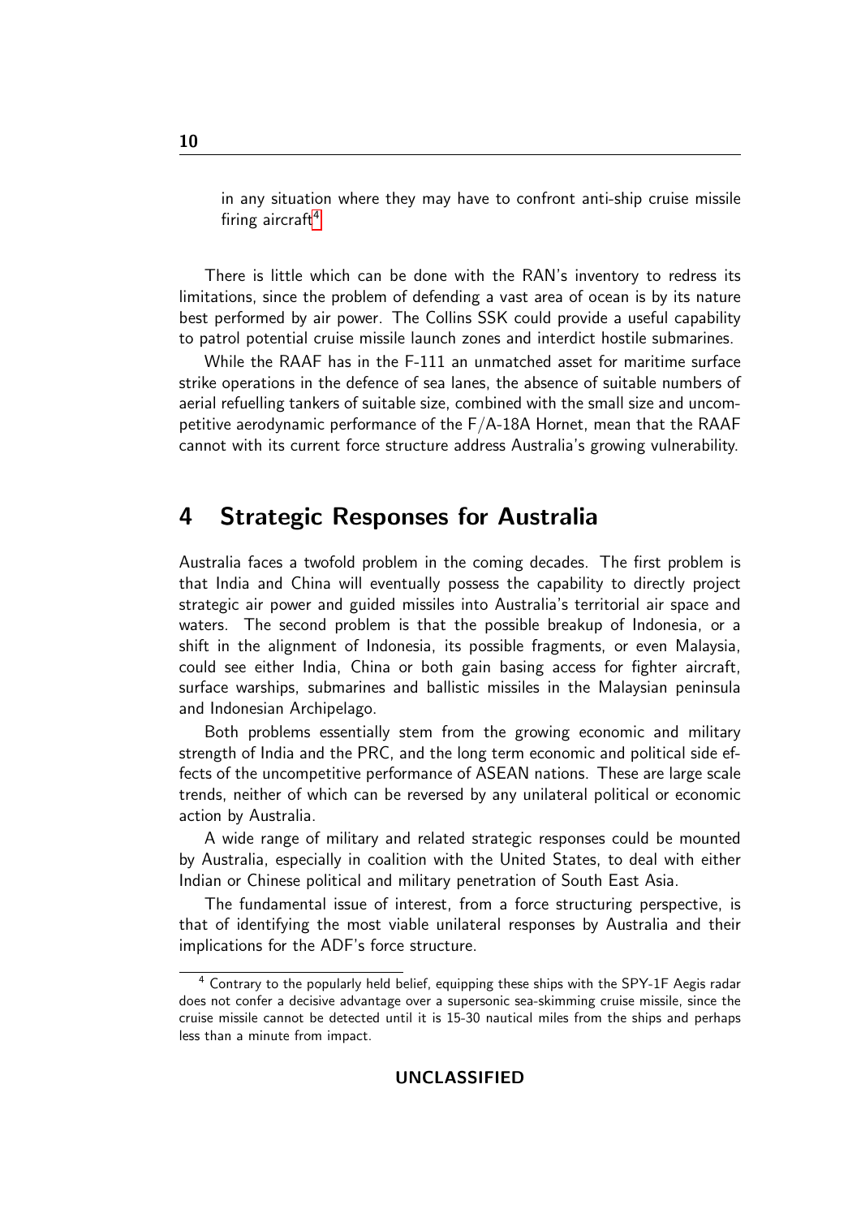in any situation where they may have to confront anti-ship cruise missile firing aircraft[4].

There is little which can be done with the RAN's inventory to redress its limitations, since the problem of defending a vast area of ocean is by its nature best performed by air power. The Collins SSK could provide a useful capability to patrol potential cruise missile launch zones and interdict hostile submarines.

While the RAAF has in the F-111 an unmatched asset for maritime surface strike operations in the defence of sea lanes, the absence of suitable numbers of aerial refuelling tankers of suitable size, combined with the small size and uncompetitive aerodynamic performance of the F/A-18A Hornet, mean that the RAAF cannot with its current force structure address Australia's growing vulnerability.

## 4 Strategic Responses for Australia

Australia faces a twofold problem in the coming decades. The first problem is that India and China will eventually possess the capability to directly project strategic air power and guided missiles into Australia's territorial air space and waters. The second problem is that the possible breakup of Indonesia, or a shift in the alignment of Indonesia, its possible fragments, or even Malaysia, could see either India, China or both gain basing access for fighter aircraft, surface warships, submarines and ballistic missiles in the Malaysian peninsula and Indonesian Archipelago.

Both problems essentially stem from the growing economic and military strength of India and the PRC, and the long term economic and political side effects of the uncompetitive performance of ASEAN nations. These are large scale trends, neither of which can be reversed by any unilateral political or economic action by Australia.

A wide range of military and related strategic responses could be mounted by Australia, especially in coalition with the United States, to deal with either Indian or Chinese political and military penetration of South East Asia.

The fundamental issue of interest, from a force structuring perspective, is that of identifying the most viable unilateral responses by Australia and their implications for the ADF's force structure.

[4] Contrary to the popularly held belief, equipping these ships with the SPY-1F Aegis radar does not confer a decisive advantage over a supersonic sea-skimming cruise missile, since the cruise missile cannot be detected until it is 15-30 nautical miles from the ships and perhaps less than a minute from impact.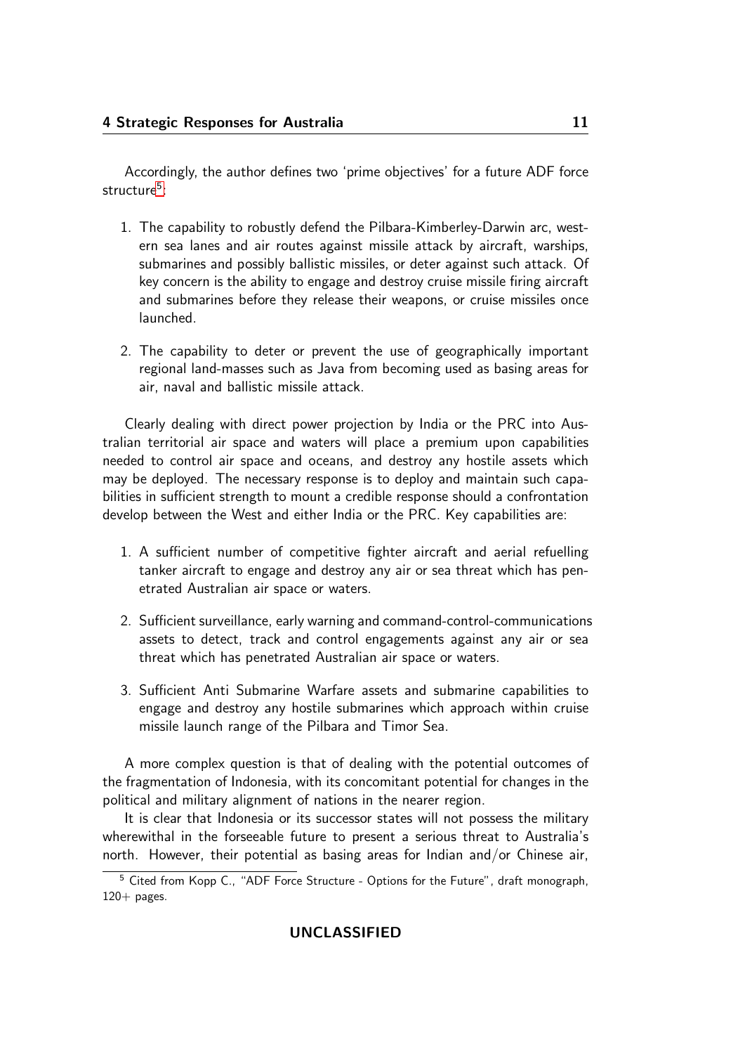Accordingly, the author defines two 'prime objectives' for a future ADF force structure[5]:

1. The capability to robustly defend the Pilbara-Kimberley-Darwin arc, western sea lanes and air routes against missile attack by aircraft, warships, submarines and possibly ballistic missiles, or deter against such attack. Of key concern is the ability to engage and destroy cruise missile firing aircraft and submarines before they release their weapons, or cruise missiles once launched.

2. The capability to deter or prevent the use of geographically important regional land-masses such as Java from becoming used as basing areas for air, naval and ballistic missile attack.

Clearly dealing with direct power projection by India or the PRC into Australian territorial air space and waters will place a premium upon capabilities needed to control air space and oceans, and destroy any hostile assets which may be deployed. The necessary response is to deploy and maintain such capabilities in sufficient strength to mount a credible response should a confrontation develop between the West and either India or the PRC. Key capabilities are:

1. A sufficient number of competitive fighter aircraft and aerial refuelling tanker aircraft to engage and destroy any air or sea threat which has penetrated Australian air space or waters.

2. Sufficient surveillance, early warning and command-control-communications assets to detect, track and control engagements against any air or sea threat which has penetrated Australian air space or waters.

3. Sufficient Anti Submarine Warfare assets and submarine capabilities to engage and destroy any hostile submarines which approach within cruise missile launch range of the Pilbara and Timor Sea.

A more complex question is that of dealing with the potential outcomes of the fragmentation of Indonesia, with its concomitant potential for changes in the political and military alignment of nations in the nearer region.

It is clear that Indonesia or its successor states will not possess the military wherewithal in the forseeable future to present a serious threat to Australia's north. However, their potential as basing areas for Indian and/or Chinese air,

[5] Cited from Kopp C., "ADF Force Structure - Options for the Future", draft monograph, 120+ pages.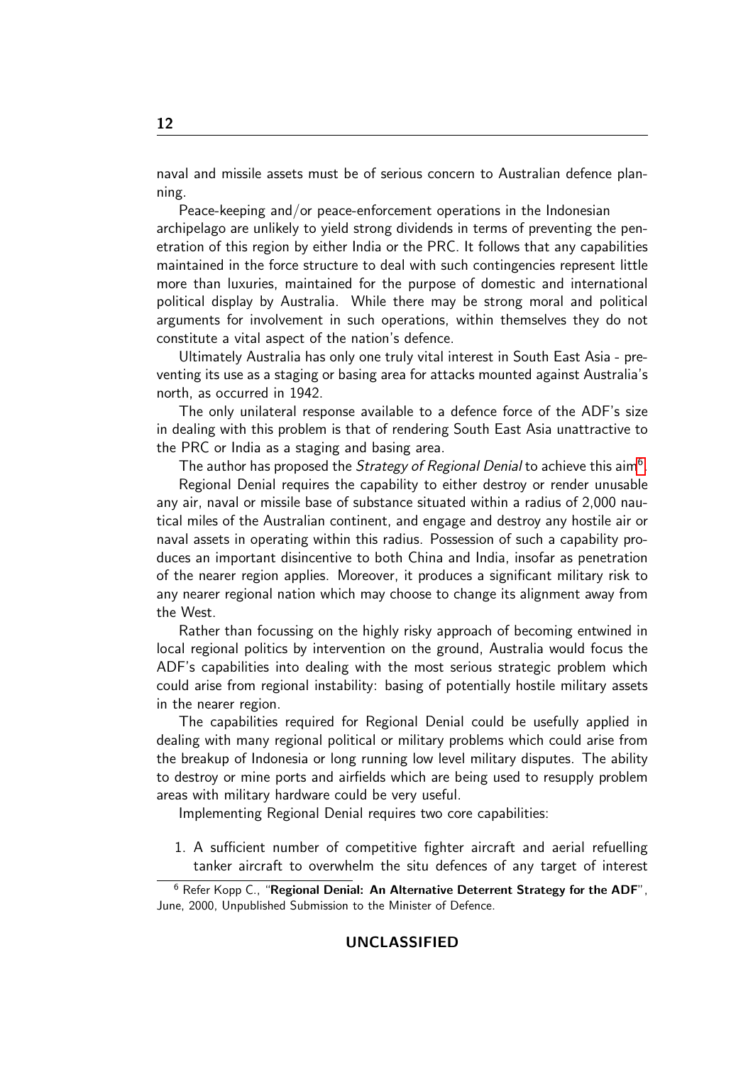naval and missile assets must be of serious concern to Australian defence planning.

Peace-keeping and/or peace-enforcement operations in the Indonesian archipelago are unlikely to yield strong dividends in terms of preventing the penetration of this region by either India or the PRC. It follows that any capabilities maintained in the force structure to deal with such contingencies represent little more than luxuries, maintained for the purpose of domestic and international political display by Australia. While there may be strong moral and political arguments for involvement in such operations, within themselves they do not constitute a vital aspect of the nation's defence.

Ultimately Australia has only one truly vital interest in South East Asia - preventing its use as a staging or basing area for attacks mounted against Australia's north, as occurred in 1942.

The only unilateral response available to a defence force of the ADF's size in dealing with this problem is that of rendering South East Asia unattractive to the PRC or India as a staging and basing area.

The author has proposed the *Strategy of Regional Denial* to achieve this aim[6].

Regional Denial requires the capability to either destroy or render unusable any air, naval or missile base of substance situated within a radius of 2,000 nautical miles of the Australian continent, and engage and destroy any hostile air or naval assets in operating within this radius. Possession of such a capability produces an important disincentive to both China and India, insofar as penetration of the nearer region applies. Moreover, it produces a significant military risk to any nearer regional nation which may choose to change its alignment away from the West.

Rather than focussing on the highly risky approach of becoming entwined in local regional politics by intervention on the ground, Australia would focus the ADF's capabilities into dealing with the most serious strategic problem which could arise from regional instability: basing of potentially hostile military assets in the nearer region.

The capabilities required for Regional Denial could be usefully applied in dealing with many regional political or military problems which could arise from the breakup of Indonesia or long running low level military disputes. The ability to destroy or mine ports and airfields which are being used to resupply problem areas with military hardware could be very useful.

Implementing Regional Denial requires two core capabilities:

1. A sufficient number of competitive fighter aircraft and aerial refuelling tanker aircraft to overwhelm the situ defences of any target of interest

[6] Refer Kopp C., "**Regional Denial: An Alternative Deterrent Strategy for the ADF**", June, 2000, Unpublished Submission to the Minister of Defence.

UNCLASSIFIED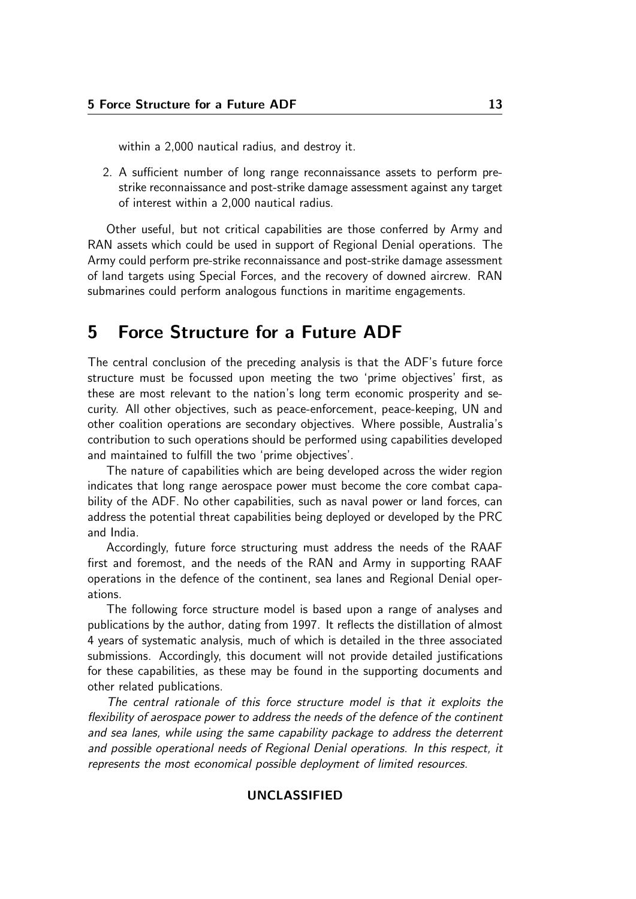within a 2,000 nautical radius, and destroy it.

2. A sufficient number of long range reconnaissance assets to perform pre-strike reconnaissance and post-strike damage assessment against any target of interest within a 2,000 nautical radius.

Other useful, but not critical capabilities are those conferred by Army and RAN assets which could be used in support of Regional Denial operations. The Army could perform pre-strike reconnaissance and post-strike damage assessment of land targets using Special Forces, and the recovery of downed aircrew. RAN submarines could perform analogous functions in maritime engagements.

# 5 Force Structure for a Future ADF

The central conclusion of the preceding analysis is that the ADF's future force structure must be focussed upon meeting the two 'prime objectives' first, as these are most relevant to the nation's long term economic prosperity and security. All other objectives, such as peace-enforcement, peace-keeping, UN and other coalition operations are secondary objectives. Where possible, Australia's contribution to such operations should be performed using capabilities developed and maintained to fulfill the two 'prime objectives'.

The nature of capabilities which are being developed across the wider region indicates that long range aerospace power must become the core combat capability of the ADF. No other capabilities, such as naval power or land forces, can address the potential threat capabilities being deployed or developed by the PRC and India.

Accordingly, future force structuring must address the needs of the RAAF first and foremost, and the needs of the RAN and Army in supporting RAAF operations in the defence of the continent, sea lanes and Regional Denial operations.

The following force structure model is based upon a range of analyses and publications by the author, dating from 1997. It reflects the distillation of almost 4 years of systematic analysis, much of which is detailed in the three associated submissions. Accordingly, this document will not provide detailed justifications for these capabilities, as these may be found in the supporting documents and other related publications.

*The central rationale of this force structure model is that it exploits the flexibility of aerospace power to address the needs of the defence of the continent and sea lanes, while using the same capability package to address the deterrent and possible operational needs of Regional Denial operations. In this respect, it represents the most economical possible deployment of limited resources.*

**UNCLASSIFIED**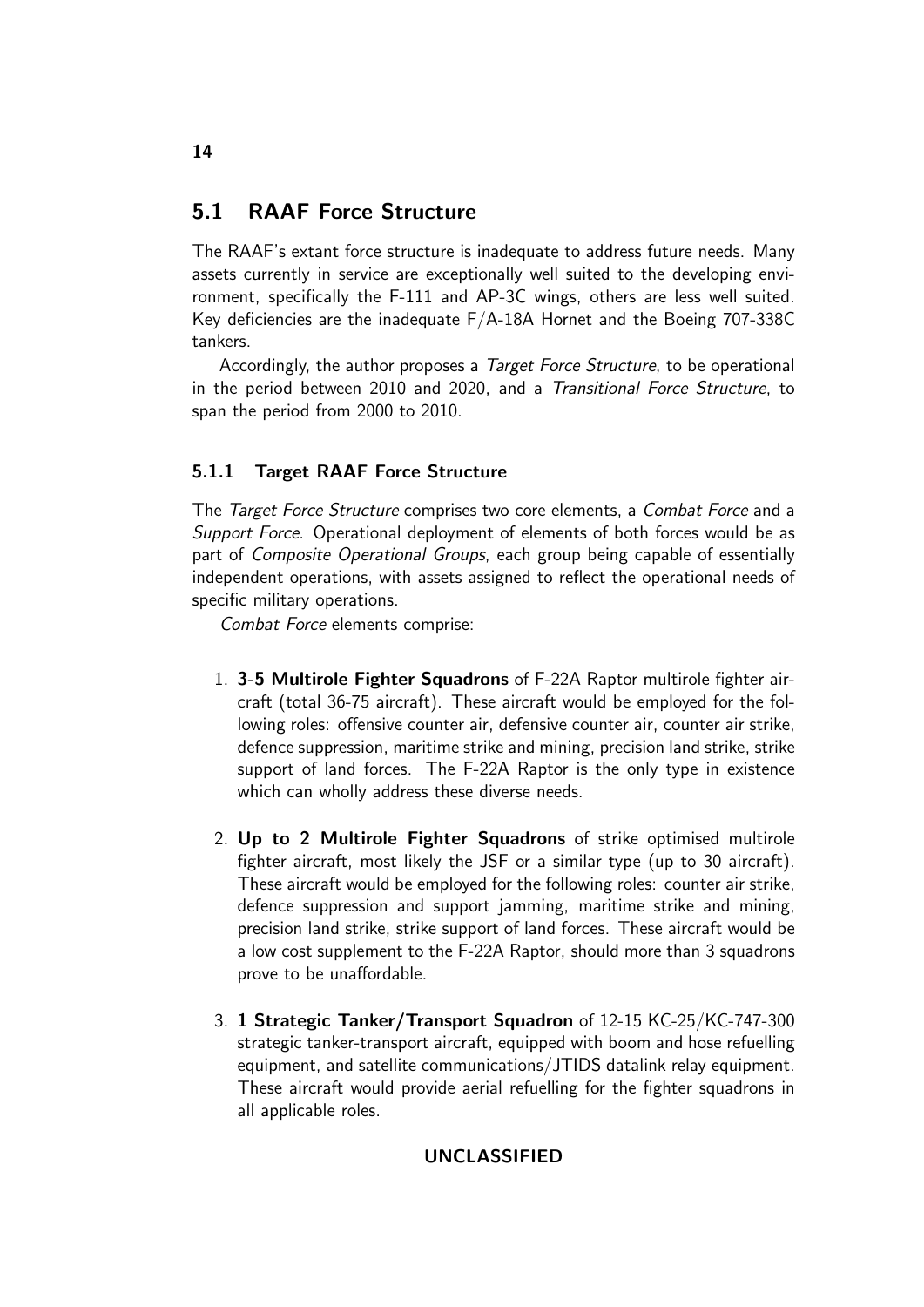## 5.1 RAAF Force Structure

The RAAF's extant force structure is inadequate to address future needs. Many assets currently in service are exceptionally well suited to the developing environment, specifically the F-111 and AP-3C wings, others are less well suited. Key deficiencies are the inadequate F/A-18A Hornet and the Boeing 707-338C tankers.

Accordingly, the author proposes a *Target Force Structure*, to be operational in the period between 2010 and 2020, and a *Transitional Force Structure*, to span the period from 2000 to 2010.

### 5.1.1 Target RAAF Force Structure

The *Target Force Structure* comprises two core elements, a *Combat Force* and a *Support Force*. Operational deployment of elements of both forces would be as part of *Composite Operational Groups*, each group being capable of essentially independent operations, with assets assigned to reflect the operational needs of specific military operations.

*Combat Force* elements comprise:

1. **3-5 Multirole Fighter Squadrons** of F-22A Raptor multirole fighter aircraft (total 36-75 aircraft). These aircraft would be employed for the following roles: offensive counter air, defensive counter air, counter air strike, defence suppression, maritime strike and mining, precision land strike, strike support of land forces. The F-22A Raptor is the only type in existence which can wholly address these diverse needs.

2. **Up to 2 Multirole Fighter Squadrons** of strike optimised multirole fighter aircraft, most likely the JSF or a similar type (up to 30 aircraft). These aircraft would be employed for the following roles: counter air strike, defence suppression and support jamming, maritime strike and mining, precision land strike, strike support of land forces. These aircraft would be a low cost supplement to the F-22A Raptor, should more than 3 squadrons prove to be unaffordable.

3. **1 Strategic Tanker/Transport Squadron** of 12-15 KC-25/KC-747-300 strategic tanker-transport aircraft, equipped with boom and hose refuelling equipment, and satellite communications/JTIDS datalink relay equipment. These aircraft would provide aerial refuelling for the fighter squadrons in all applicable roles.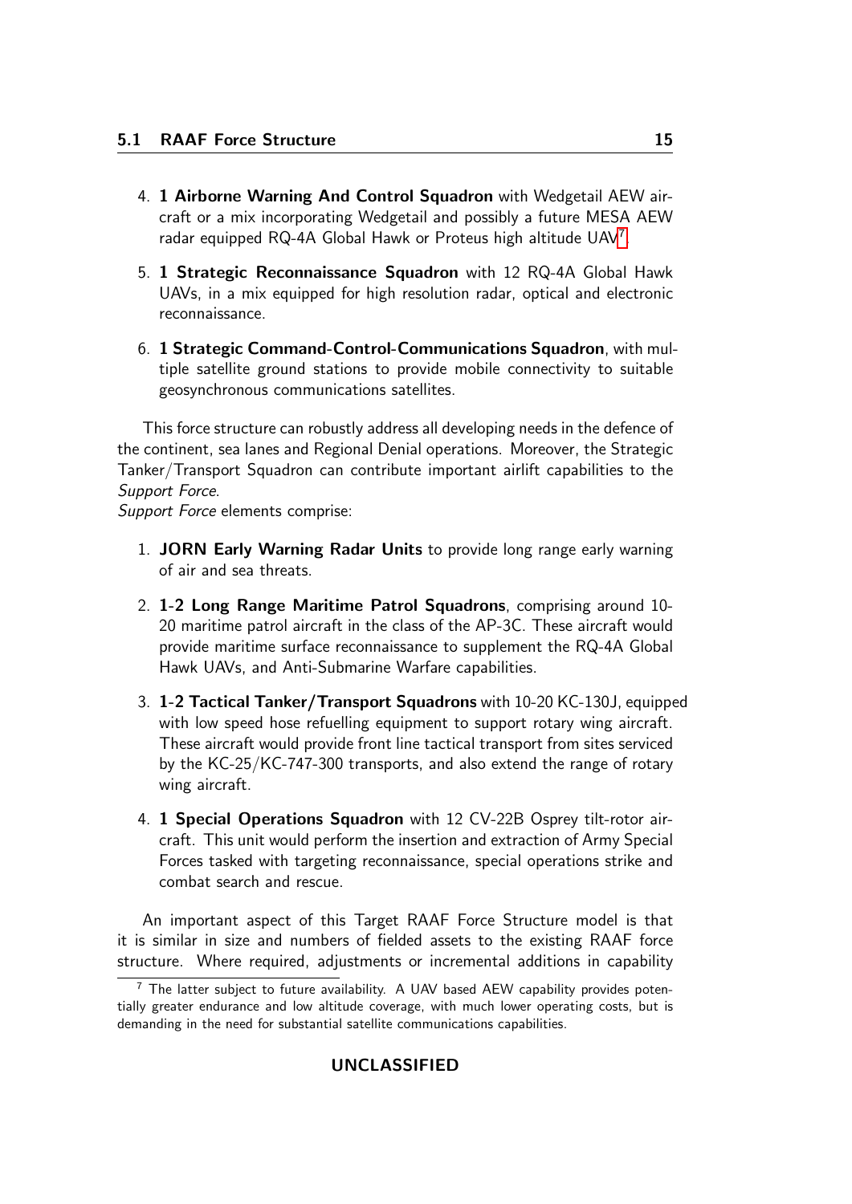4. **1 Airborne Warning And Control Squadron** with Wedgetail AEW aircraft or a mix incorporating Wedgetail and possibly a future MESA AEW radar equipped RQ-4A Global Hawk or Proteus high altitude UAV[7].

5. **1 Strategic Reconnaissance Squadron** with 12 RQ-4A Global Hawk UAVs, in a mix equipped for high resolution radar, optical and electronic reconnaissance.

6. **1 Strategic Command-Control-Communications Squadron**, with multiple satellite ground stations to provide mobile connectivity to suitable geosynchronous communications satellites.

This force structure can robustly address all developing needs in the defence of the continent, sea lanes and Regional Denial operations. Moreover, the Strategic Tanker/Transport Squadron can contribute important airlift capabilities to the *Support Force*.

*Support Force* elements comprise:

1. **JORN Early Warning Radar Units** to provide long range early warning of air and sea threats.

2. **1-2 Long Range Maritime Patrol Squadrons**, comprising around 10-20 maritime patrol aircraft in the class of the AP-3C. These aircraft would provide maritime surface reconnaissance to supplement the RQ-4A Global Hawk UAVs, and Anti-Submarine Warfare capabilities.

3. **1-2 Tactical Tanker/Transport Squadrons** with 10-20 KC-130J, equipped with low speed hose refuelling equipment to support rotary wing aircraft. These aircraft would provide front line tactical transport from sites serviced by the KC-25/KC-747-300 transports, and also extend the range of rotary wing aircraft.

4. **1 Special Operations Squadron** with 12 CV-22B Osprey tilt-rotor aircraft. This unit would perform the insertion and extraction of Army Special Forces tasked with targeting reconnaissance, special operations strike and combat search and rescue.

An important aspect of this Target RAAF Force Structure model is that it is similar in size and numbers of fielded assets to the existing RAAF force structure. Where required, adjustments or incremental additions in capability

[7] The latter subject to future availability. A UAV based AEW capability provides potentially greater endurance and low altitude coverage, with much lower operating costs, but is demanding in the need for substantial satellite communications capabilities.

**UNCLASSIFIED**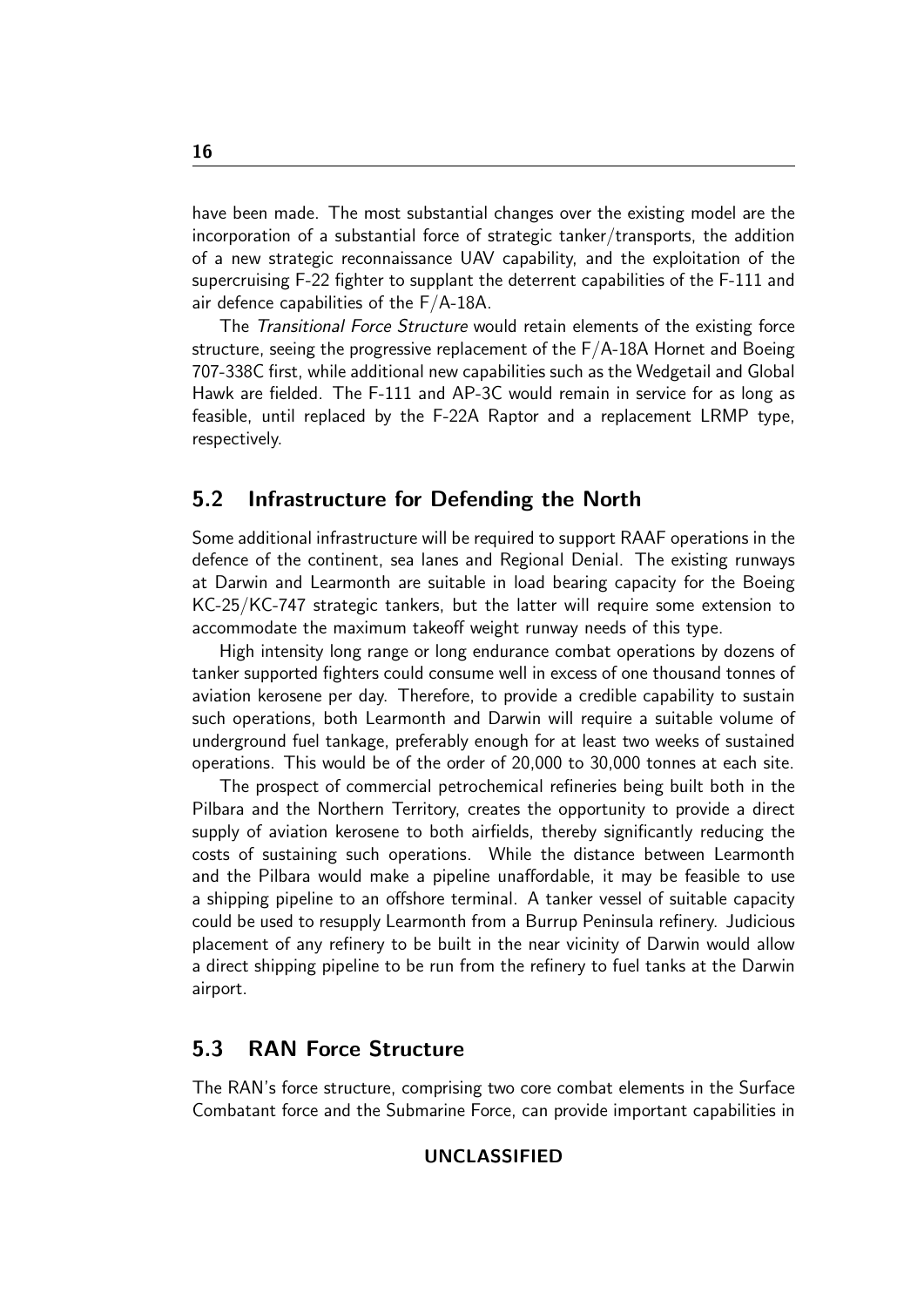have been made. The most substantial changes over the existing model are the incorporation of a substantial force of strategic tanker/transports, the addition of a new strategic reconnaissance UAV capability, and the exploitation of the supercruising F-22 fighter to supplant the deterrent capabilities of the F-111 and air defence capabilities of the F/A-18A.

The *Transitional Force Structure* would retain elements of the existing force structure, seeing the progressive replacement of the F/A-18A Hornet and Boeing 707-338C first, while additional new capabilities such as the Wedgetail and Global Hawk are fielded. The F-111 and AP-3C would remain in service for as long as feasible, until replaced by the F-22A Raptor and a replacement LRMP type, respectively.

## 5.2 Infrastructure for Defending the North

Some additional infrastructure will be required to support RAAF operations in the defence of the continent, sea lanes and Regional Denial. The existing runways at Darwin and Learmonth are suitable in load bearing capacity for the Boeing KC-25/KC-747 strategic tankers, but the latter will require some extension to accommodate the maximum takeoff weight runway needs of this type.

High intensity long range or long endurance combat operations by dozens of tanker supported fighters could consume well in excess of one thousand tonnes of aviation kerosene per day. Therefore, to provide a credible capability to sustain such operations, both Learmonth and Darwin will require a suitable volume of underground fuel tankage, preferably enough for at least two weeks of sustained operations. This would be of the order of 20,000 to 30,000 tonnes at each site.

The prospect of commercial petrochemical refineries being built both in the Pilbara and the Northern Territory, creates the opportunity to provide a direct supply of aviation kerosene to both airfields, thereby significantly reducing the costs of sustaining such operations. While the distance between Learmonth and the Pilbara would make a pipeline unaffordable, it may be feasible to use a shipping pipeline to an offshore terminal. A tanker vessel of suitable capacity could be used to resupply Learmonth from a Burrup Peninsula refinery. Judicious placement of any refinery to be built in the near vicinity of Darwin would allow a direct shipping pipeline to be run from the refinery to fuel tanks at the Darwin airport.

## 5.3 RAN Force Structure

The RAN's force structure, comprising two core combat elements in the Surface Combatant force and the Submarine Force, can provide important capabilities in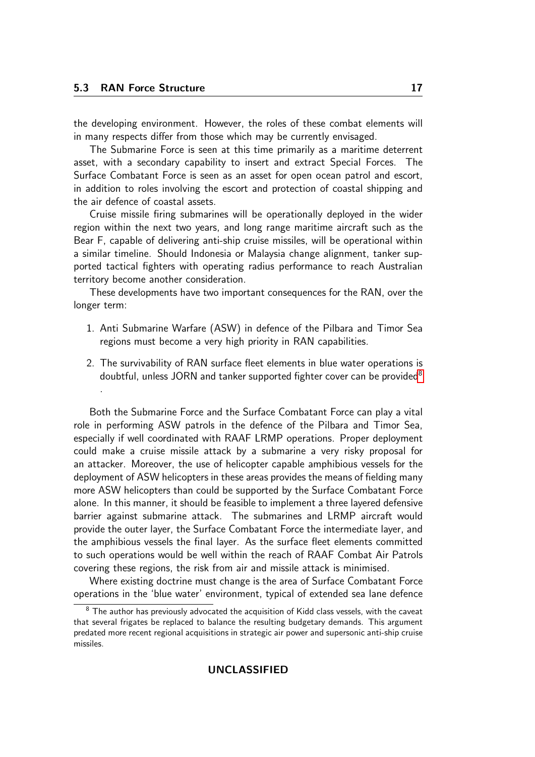the developing environment. However, the roles of these combat elements will in many respects differ from those which may be currently envisaged.

The Submarine Force is seen at this time primarily as a maritime deterrent asset, with a secondary capability to insert and extract Special Forces. The Surface Combatant Force is seen as an asset for open ocean patrol and escort, in addition to roles involving the escort and protection of coastal shipping and the air defence of coastal assets.

Cruise missile firing submarines will be operationally deployed in the wider region within the next two years, and long range maritime aircraft such as the Bear F, capable of delivering anti-ship cruise missiles, will be operational within a similar timeline. Should Indonesia or Malaysia change alignment, tanker supported tactical fighters with operating radius performance to reach Australian territory become another consideration.

These developments have two important consequences for the RAN, over the longer term:

1. Anti Submarine Warfare (ASW) in defence of the Pilbara and Timor Sea regions must become a very high priority in RAN capabilities.
2. The survivability of RAN surface fleet elements in blue water operations is doubtful, unless JORN and tanker supported fighter cover can be provided[8].

Both the Submarine Force and the Surface Combatant Force can play a vital role in performing ASW patrols in the defence of the Pilbara and Timor Sea, especially if well coordinated with RAAF LRMP operations. Proper deployment could make a cruise missile attack by a submarine a very risky proposal for an attacker. Moreover, the use of helicopter capable amphibious vessels for the deployment of ASW helicopters in these areas provides the means of fielding many more ASW helicopters than could be supported by the Surface Combatant Force alone. In this manner, it should be feasible to implement a three layered defensive barrier against submarine attack. The submarines and LRMP aircraft would provide the outer layer, the Surface Combatant Force the intermediate layer, and the amphibious vessels the final layer. As the surface fleet elements committed to such operations would be well within the reach of RAAF Combat Air Patrols covering these regions, the risk from air and missile attack is minimised.

Where existing doctrine must change is the area of Surface Combatant Force operations in the 'blue water' environment, typical of extended sea lane defence

[8] The author has previously advocated the acquisition of Kidd class vessels, with the caveat that several frigates be replaced to balance the resulting budgetary demands. This argument predated more recent regional acquisitions in strategic air power and supersonic anti-ship cruise missiles.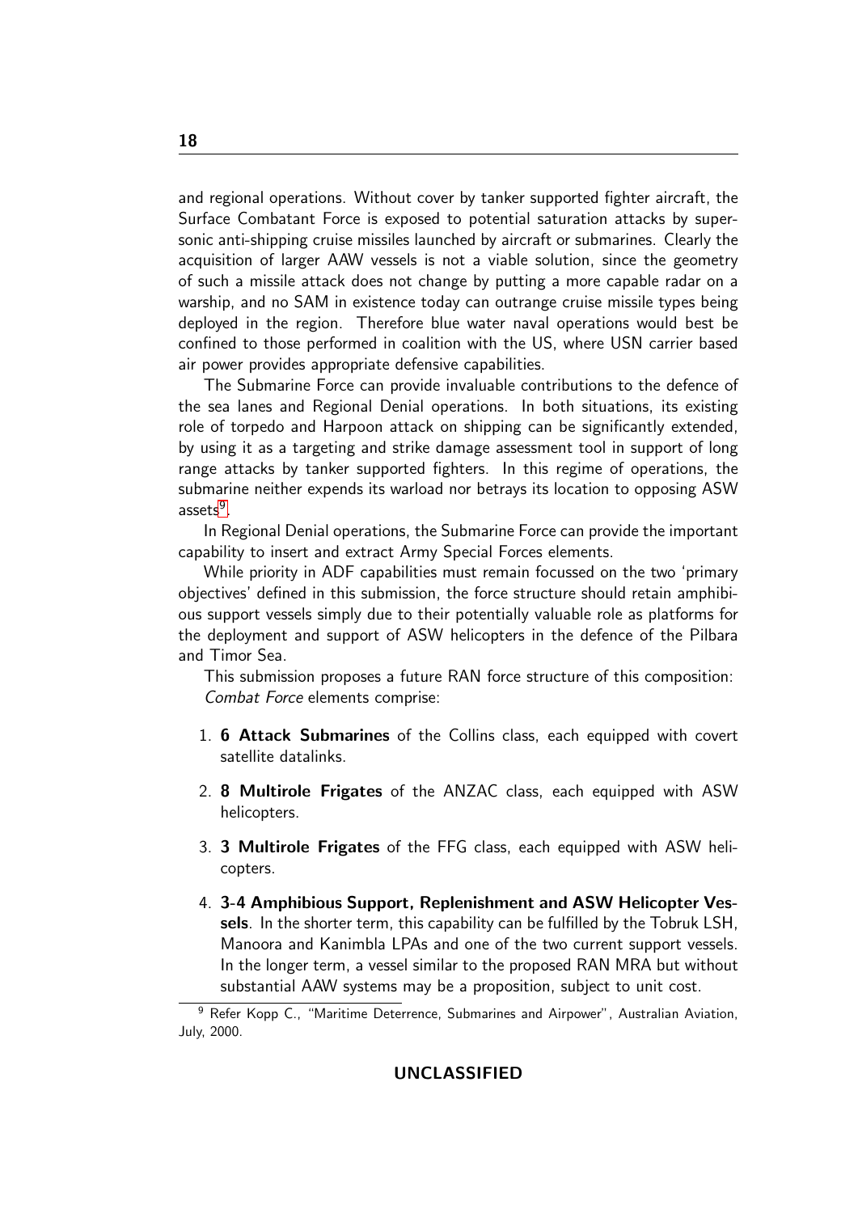and regional operations. Without cover by tanker supported fighter aircraft, the Surface Combatant Force is exposed to potential saturation attacks by supersonic anti-shipping cruise missiles launched by aircraft or submarines. Clearly the acquisition of larger AAW vessels is not a viable solution, since the geometry of such a missile attack does not change by putting a more capable radar on a warship, and no SAM in existence today can outrange cruise missile types being deployed in the region. Therefore blue water naval operations would best be confined to those performed in coalition with the US, where USN carrier based air power provides appropriate defensive capabilities.

The Submarine Force can provide invaluable contributions to the defence of the sea lanes and Regional Denial operations. In both situations, its existing role of torpedo and Harpoon attack on shipping can be significantly extended, by using it as a targeting and strike damage assessment tool in support of long range attacks by tanker supported fighters. In this regime of operations, the submarine neither expends its warload nor betrays its location to opposing ASW assets[9].

In Regional Denial operations, the Submarine Force can provide the important capability to insert and extract Army Special Forces elements.

While priority in ADF capabilities must remain focussed on the two 'primary objectives' defined in this submission, the force structure should retain amphibious support vessels simply due to their potentially valuable role as platforms for the deployment and support of ASW helicopters in the defence of the Pilbara and Timor Sea.

This submission proposes a future RAN force structure of this composition:

*Combat Force* elements comprise:

1. **6 Attack Submarines** of the Collins class, each equipped with covert satellite datalinks.
2. **8 Multirole Frigates** of the ANZAC class, each equipped with ASW helicopters.
3. **3 Multirole Frigates** of the FFG class, each equipped with ASW helicopters.
4. **3-4 Amphibious Support, Replenishment and ASW Helicopter Vessels**. In the shorter term, this capability can be fulfilled by the Tobruk LSH, Manoora and Kanimbla LPAs and one of the two current support vessels. In the longer term, a vessel similar to the proposed RAN MRA but without substantial AAW systems may be a proposition, subject to unit cost.

[9] Refer Kopp C., "Maritime Deterrence, Submarines and Airpower", Australian Aviation, July, 2000.

UNCLASSIFIED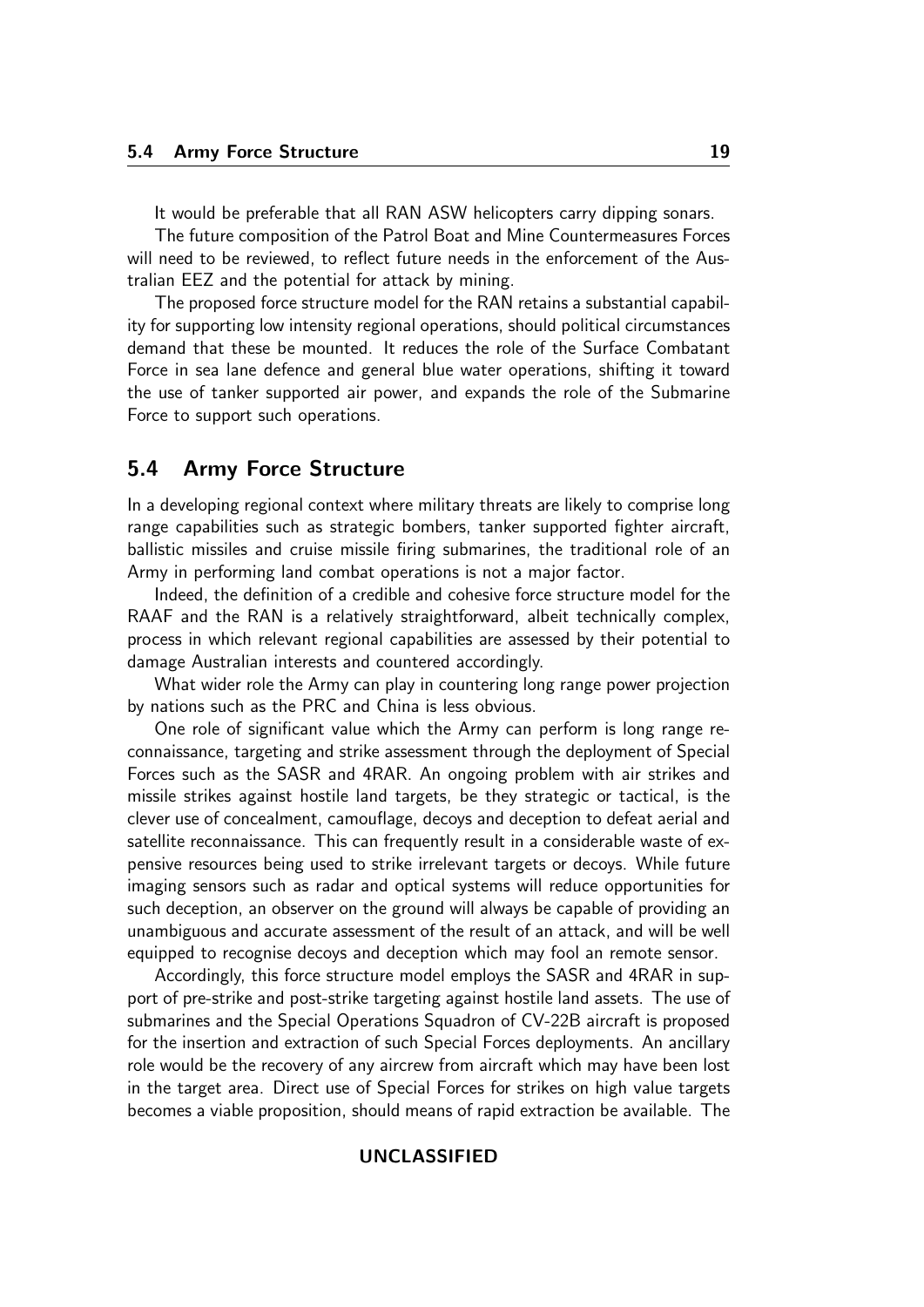It would be preferable that all RAN ASW helicopters carry dipping sonars.

The future composition of the Patrol Boat and Mine Countermeasures Forces will need to be reviewed, to reflect future needs in the enforcement of the Australian EEZ and the potential for attack by mining.

The proposed force structure model for the RAN retains a substantial capability for supporting low intensity regional operations, should political circumstances demand that these be mounted. It reduces the role of the Surface Combatant Force in sea lane defence and general blue water operations, shifting it toward the use of tanker supported air power, and expands the role of the Submarine Force to support such operations.

## 5.4 Army Force Structure

In a developing regional context where military threats are likely to comprise long range capabilities such as strategic bombers, tanker supported fighter aircraft, ballistic missiles and cruise missile firing submarines, the traditional role of an Army in performing land combat operations is not a major factor.

Indeed, the definition of a credible and cohesive force structure model for the RAAF and the RAN is a relatively straightforward, albeit technically complex, process in which relevant regional capabilities are assessed by their potential to damage Australian interests and countered accordingly.

What wider role the Army can play in countering long range power projection by nations such as the PRC and China is less obvious.

One role of significant value which the Army can perform is long range reconnaissance, targeting and strike assessment through the deployment of Special Forces such as the SASR and 4RAR. An ongoing problem with air strikes and missile strikes against hostile land targets, be they strategic or tactical, is the clever use of concealment, camouflage, decoys and deception to defeat aerial and satellite reconnaissance. This can frequently result in a considerable waste of expensive resources being used to strike irrelevant targets or decoys. While future imaging sensors such as radar and optical systems will reduce opportunities for such deception, an observer on the ground will always be capable of providing an unambiguous and accurate assessment of the result of an attack, and will be well equipped to recognise decoys and deception which may fool an remote sensor.

Accordingly, this force structure model employs the SASR and 4RAR in support of pre-strike and post-strike targeting against hostile land assets. The use of submarines and the Special Operations Squadron of CV-22B aircraft is proposed for the insertion and extraction of such Special Forces deployments. An ancillary role would be the recovery of any aircrew from aircraft which may have been lost in the target area. Direct use of Special Forces for strikes on high value targets becomes a viable proposition, should means of rapid extraction be available. The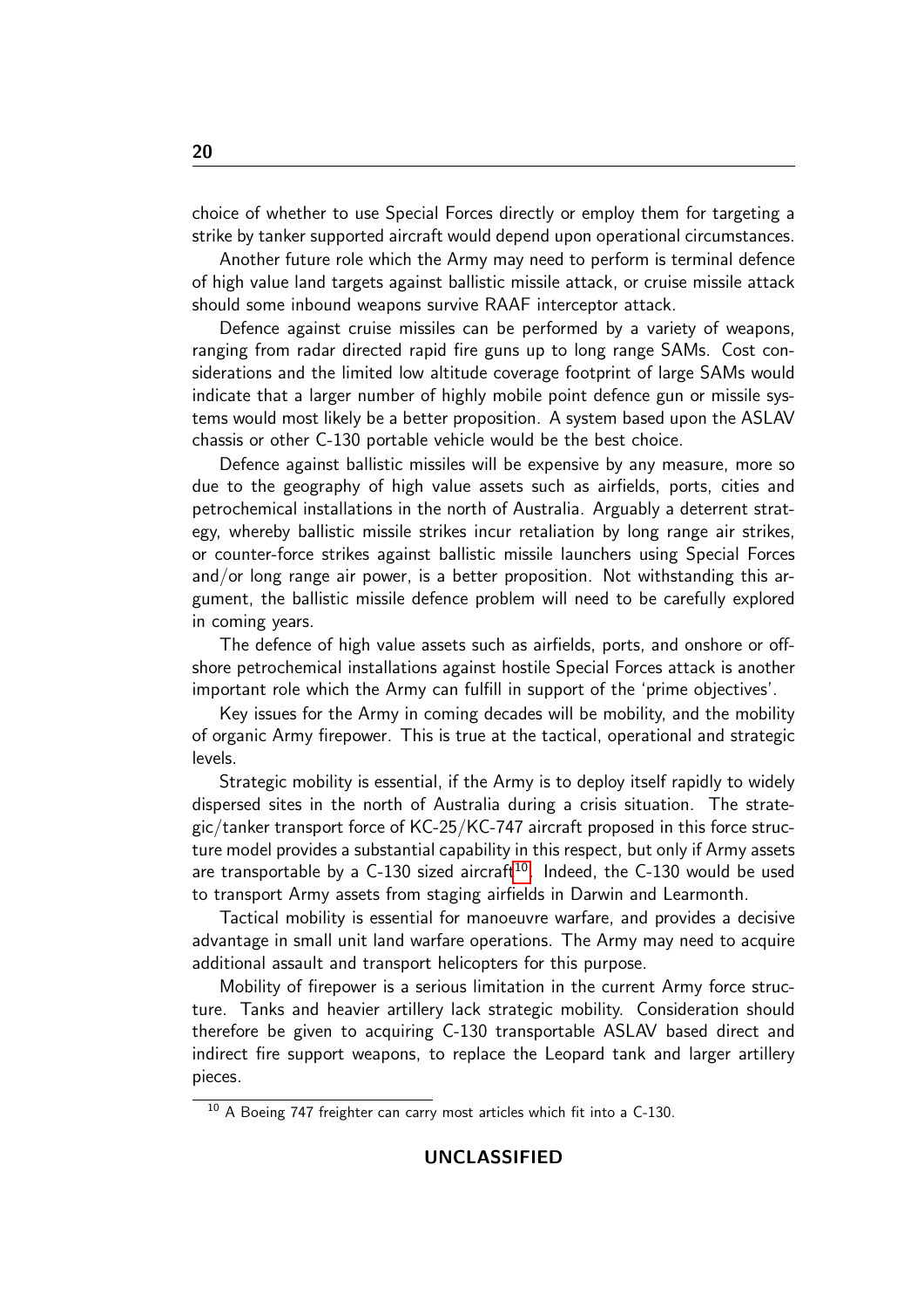choice of whether to use Special Forces directly or employ them for targeting a strike by tanker supported aircraft would depend upon operational circumstances.

Another future role which the Army may need to perform is terminal defence of high value land targets against ballistic missile attack, or cruise missile attack should some inbound weapons survive RAAF interceptor attack.

Defence against cruise missiles can be performed by a variety of weapons, ranging from radar directed rapid fire guns up to long range SAMs. Cost considerations and the limited low altitude coverage footprint of large SAMs would indicate that a larger number of highly mobile point defence gun or missile systems would most likely be a better proposition. A system based upon the ASLAV chassis or other C-130 portable vehicle would be the best choice.

Defence against ballistic missiles will be expensive by any measure, more so due to the geography of high value assets such as airfields, ports, cities and petrochemical installations in the north of Australia. Arguably a deterrent strategy, whereby ballistic missile strikes incur retaliation by long range air strikes, or counter-force strikes against ballistic missile launchers using Special Forces and/or long range air power, is a better proposition. Not withstanding this argument, the ballistic missile defence problem will need to be carefully explored in coming years.

The defence of high value assets such as airfields, ports, and onshore or offshore petrochemical installations against hostile Special Forces attack is another important role which the Army can fulfill in support of the 'prime objectives'.

Key issues for the Army in coming decades will be mobility, and the mobility of organic Army firepower. This is true at the tactical, operational and strategic levels.

Strategic mobility is essential, if the Army is to deploy itself rapidly to widely dispersed sites in the north of Australia during a crisis situation. The strategic/tanker transport force of KC-25/KC-747 aircraft proposed in this force structure model provides a substantial capability in this respect, but only if Army assets are transportable by a C-130 sized aircraft[10]. Indeed, the C-130 would be used to transport Army assets from staging airfields in Darwin and Learmonth.

Tactical mobility is essential for manoeuvre warfare, and provides a decisive advantage in small unit land warfare operations. The Army may need to acquire additional assault and transport helicopters for this purpose.

Mobility of firepower is a serious limitation in the current Army force structure. Tanks and heavier artillery lack strategic mobility. Consideration should therefore be given to acquiring C-130 transportable ASLAV based direct and indirect fire support weapons, to replace the Leopard tank and larger artillery pieces.

[10] A Boeing 747 freighter can carry most articles which fit into a C-130.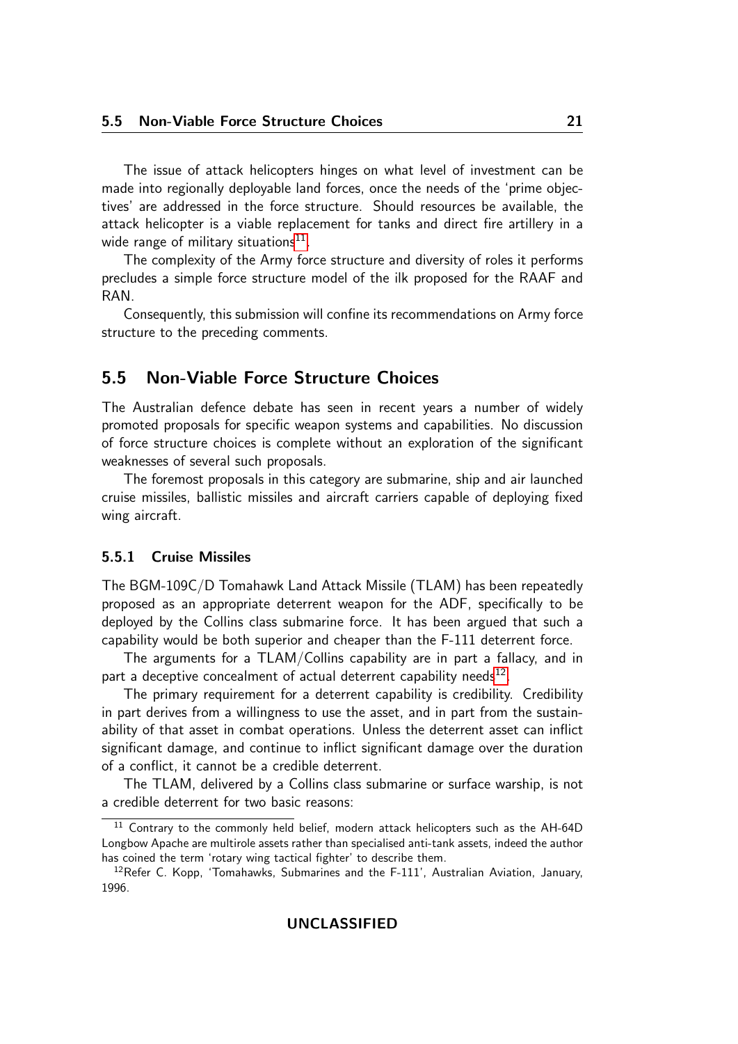The issue of attack helicopters hinges on what level of investment can be made into regionally deployable land forces, once the needs of the 'prime objectives' are addressed in the force structure. Should resources be available, the attack helicopter is a viable replacement for tanks and direct fire artillery in a wide range of military situations[11].

The complexity of the Army force structure and diversity of roles it performs precludes a simple force structure model of the ilk proposed for the RAAF and RAN.

Consequently, this submission will confine its recommendations on Army force structure to the preceding comments.

## 5.5 Non-Viable Force Structure Choices

The Australian defence debate has seen in recent years a number of widely promoted proposals for specific weapon systems and capabilities. No discussion of force structure choices is complete without an exploration of the significant weaknesses of several such proposals.

The foremost proposals in this category are submarine, ship and air launched cruise missiles, ballistic missiles and aircraft carriers capable of deploying fixed wing aircraft.

### 5.5.1 Cruise Missiles

The BGM-109C/D Tomahawk Land Attack Missile (TLAM) has been repeatedly proposed as an appropriate deterrent weapon for the ADF, specifically to be deployed by the Collins class submarine force. It has been argued that such a capability would be both superior and cheaper than the F-111 deterrent force.

The arguments for a TLAM/Collins capability are in part a fallacy, and in part a deceptive concealment of actual deterrent capability needs[12].

The primary requirement for a deterrent capability is credibility. Credibility in part derives from a willingness to use the asset, and in part from the sustainability of that asset in combat operations. Unless the deterrent asset can inflict significant damage, and continue to inflict significant damage over the duration of a conflict, it cannot be a credible deterrent.

The TLAM, delivered by a Collins class submarine or surface warship, is not a credible deterrent for two basic reasons:

---

[11] Contrary to the commonly held belief, modern attack helicopters such as the AH-64D Longbow Apache are multirole assets rather than specialised anti-tank assets, indeed the author has coined the term 'rotary wing tactical fighter' to describe them.

[12] Refer C. Kopp, 'Tomahawks, Submarines and the F-111', Australian Aviation, January, 1996.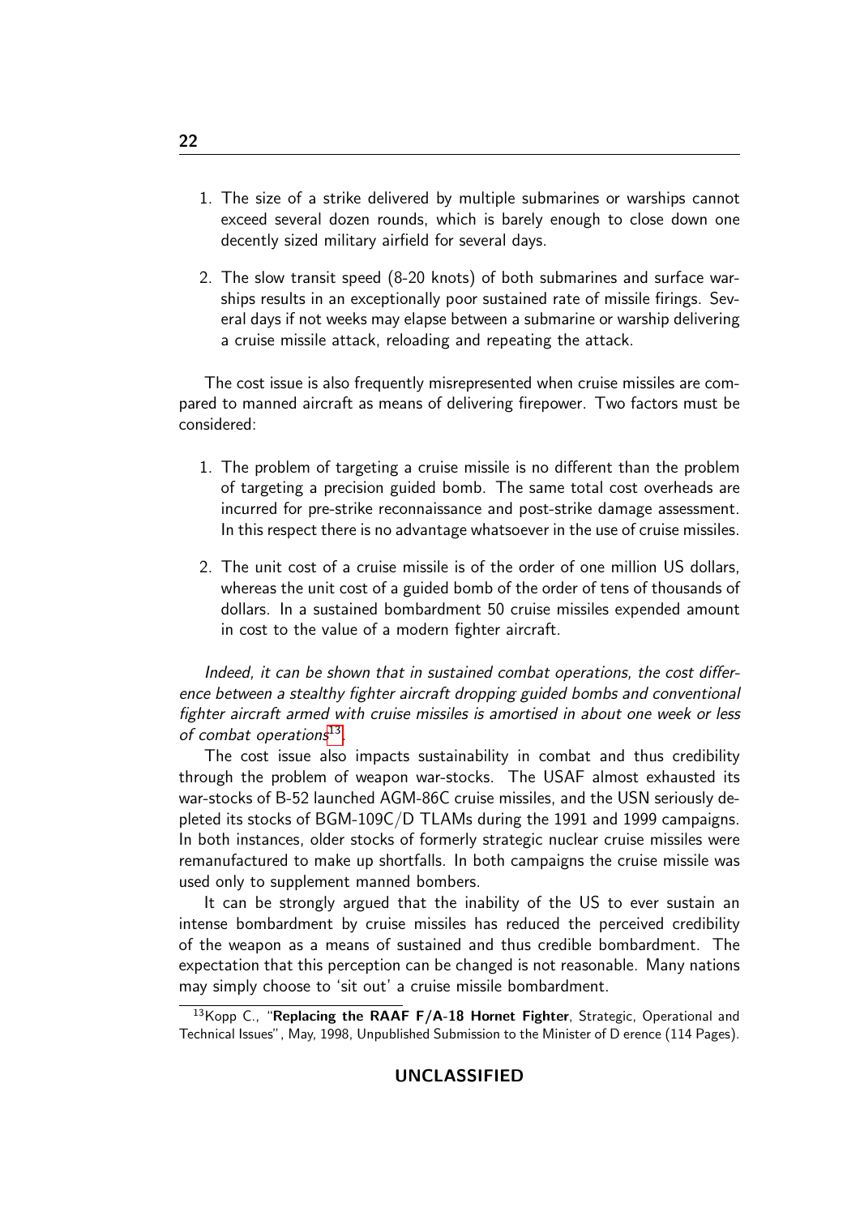1. The size of a strike delivered by multiple submarines or warships cannot exceed several dozen rounds, which is barely enough to close down one decently sized military airfield for several days.

2. The slow transit speed (8-20 knots) of both submarines and surface warships results in an exceptionally poor sustained rate of missile firings. Several days if not weeks may elapse between a submarine or warship delivering a cruise missile attack, reloading and repeating the attack.

The cost issue is also frequently misrepresented when cruise missiles are compared to manned aircraft as means of delivering firepower. Two factors must be considered:

1. The problem of targeting a cruise missile is no different than the problem of targeting a precision guided bomb. The same total cost overheads are incurred for pre-strike reconnaissance and post-strike damage assessment. In this respect there is no advantage whatsoever in the use of cruise missiles.

2. The unit cost of a cruise missile is of the order of one million US dollars, whereas the unit cost of a guided bomb of the order of tens of thousands of dollars. In a sustained bombardment 50 cruise missiles expended amount in cost to the value of a modern fighter aircraft.

*Indeed, it can be shown that in sustained combat operations, the cost difference between a stealthy fighter aircraft dropping guided bombs and conventional fighter aircraft armed with cruise missiles is amortised in about one week or less of combat operations*[13].

The cost issue also impacts sustainability in combat and thus credibility through the problem of weapon war-stocks. The USAF almost exhausted its war-stocks of B-52 launched AGM-86C cruise missiles, and the USN seriously depleted its stocks of BGM-109C/D TLAMs during the 1991 and 1999 campaigns. In both instances, older stocks of formerly strategic nuclear cruise missiles were remanufactured to make up shortfalls. In both campaigns the cruise missile was used only to supplement manned bombers.

It can be strongly argued that the inability of the US to ever sustain an intense bombardment by cruise missiles has reduced the perceived credibility of the weapon as a means of sustained and thus credible bombardment. The expectation that this perception can be changed is not reasonable. Many nations may simply choose to 'sit out' a cruise missile bombardment.

[13] Kopp C., "**Replacing the RAAF F/A-18 Hornet Fighter**, Strategic, Operational and Technical Issues", May, 1998, Unpublished Submission to the Minister of D erence (114 Pages).

**UNCLASSIFIED**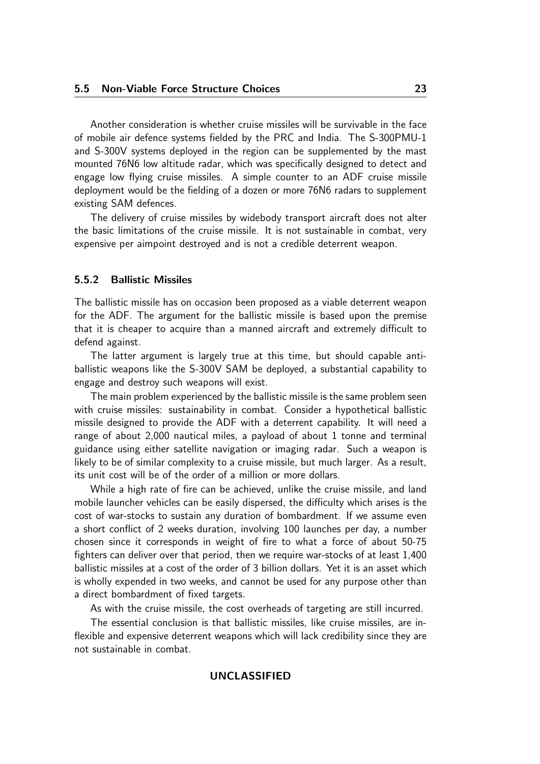Another consideration is whether cruise missiles will be survivable in the face of mobile air defence systems fielded by the PRC and India. The S-300PMU-1 and S-300V systems deployed in the region can be supplemented by the mast mounted 76N6 low altitude radar, which was specifically designed to detect and engage low flying cruise missiles. A simple counter to an ADF cruise missile deployment would be the fielding of a dozen or more 76N6 radars to supplement existing SAM defences.

The delivery of cruise missiles by widebody transport aircraft does not alter the basic limitations of the cruise missile. It is not sustainable in combat, very expensive per aimpoint destroyed and is not a credible deterrent weapon.

### 5.5.2 Ballistic Missiles

The ballistic missile has on occasion been proposed as a viable deterrent weapon for the ADF. The argument for the ballistic missile is based upon the premise that it is cheaper to acquire than a manned aircraft and extremely difficult to defend against.

The latter argument is largely true at this time, but should capable anti-ballistic weapons like the S-300V SAM be deployed, a substantial capability to engage and destroy such weapons will exist.

The main problem experienced by the ballistic missile is the same problem seen with cruise missiles: sustainability in combat. Consider a hypothetical ballistic missile designed to provide the ADF with a deterrent capability. It will need a range of about 2,000 nautical miles, a payload of about 1 tonne and terminal guidance using either satellite navigation or imaging radar. Such a weapon is likely to be of similar complexity to a cruise missile, but much larger. As a result, its unit cost will be of the order of a million or more dollars.

While a high rate of fire can be achieved, unlike the cruise missile, and land mobile launcher vehicles can be easily dispersed, the difficulty which arises is the cost of war-stocks to sustain any duration of bombardment. If we assume even a short conflict of 2 weeks duration, involving 100 launches per day, a number chosen since it corresponds in weight of fire to what a force of about 50-75 fighters can deliver over that period, then we require war-stocks of at least 1,400 ballistic missiles at a cost of the order of 3 billion dollars. Yet it is an asset which is wholly expended in two weeks, and cannot be used for any purpose other than a direct bombardment of fixed targets.

As with the cruise missile, the cost overheads of targeting are still incurred.

The essential conclusion is that ballistic missiles, like cruise missiles, are inflexible and expensive deterrent weapons which will lack credibility since they are not sustainable in combat.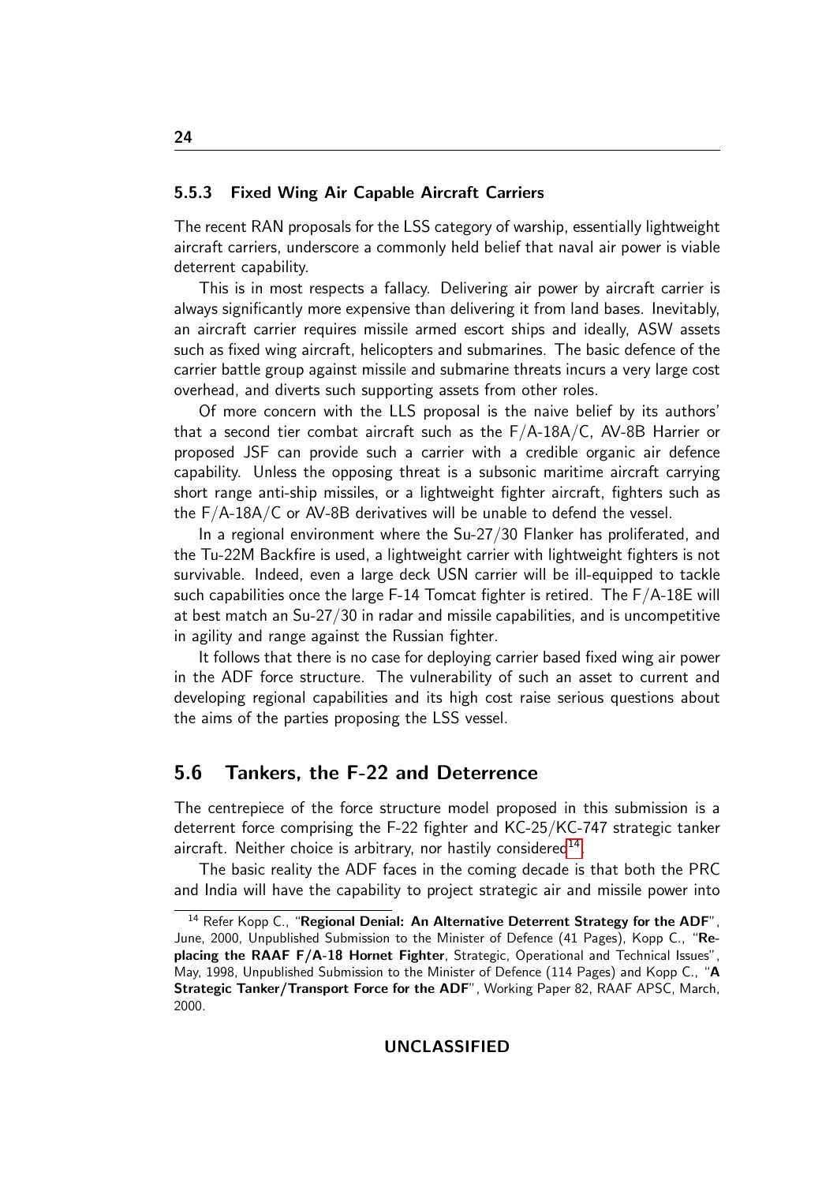### 5.5.3 Fixed Wing Air Capable Aircraft Carriers

The recent RAN proposals for the LSS category of warship, essentially lightweight aircraft carriers, underscore a commonly held belief that naval air power is viable deterrent capability.

This is in most respects a fallacy. Delivering air power by aircraft carrier is always significantly more expensive than delivering it from land bases. Inevitably, an aircraft carrier requires missile armed escort ships and ideally, ASW assets such as fixed wing aircraft, helicopters and submarines. The basic defence of the carrier battle group against missile and submarine threats incurs a very large cost overhead, and diverts such supporting assets from other roles.

Of more concern with the LLS proposal is the naive belief by its authors' that a second tier combat aircraft such as the F/A-18A/C, AV-8B Harrier or proposed JSF can provide such a carrier with a credible organic air defence capability. Unless the opposing threat is a subsonic maritime aircraft carrying short range anti-ship missiles, or a lightweight fighter aircraft, fighters such as the F/A-18A/C or AV-8B derivatives will be unable to defend the vessel.

In a regional environment where the Su-27/30 Flanker has proliferated, and the Tu-22M Backfire is used, a lightweight carrier with lightweight fighters is not survivable. Indeed, even a large deck USN carrier will be ill-equipped to tackle such capabilities once the large F-14 Tomcat fighter is retired. The F/A-18E will at best match an Su-27/30 in radar and missile capabilities, and is uncompetitive in agility and range against the Russian fighter.

It follows that there is no case for deploying carrier based fixed wing air power in the ADF force structure. The vulnerability of such an asset to current and developing regional capabilities and its high cost raise serious questions about the aims of the parties proposing the LSS vessel.

## 5.6 Tankers, the F-22 and Deterrence

The centrepiece of the force structure model proposed in this submission is a deterrent force comprising the F-22 fighter and KC-25/KC-747 strategic tanker aircraft. Neither choice is arbitrary, nor hastily considered[14].

The basic reality the ADF faces in the coming decade is that both the PRC and India will have the capability to project strategic air and missile power into

[14] Refer Kopp C., "**Regional Denial: An Alternative Deterrent Strategy for the ADF**", June, 2000, Unpublished Submission to the Minister of Defence (41 Pages), Kopp C., "**Replacing the RAAF F/A-18 Hornet Fighter**, Strategic, Operational and Technical Issues", May, 1998, Unpublished Submission to the Minister of Defence (114 Pages) and Kopp C., "**A Strategic Tanker/Transport Force for the ADF**", Working Paper 82, RAAF APSC, March, 2000.

UNCLASSIFIED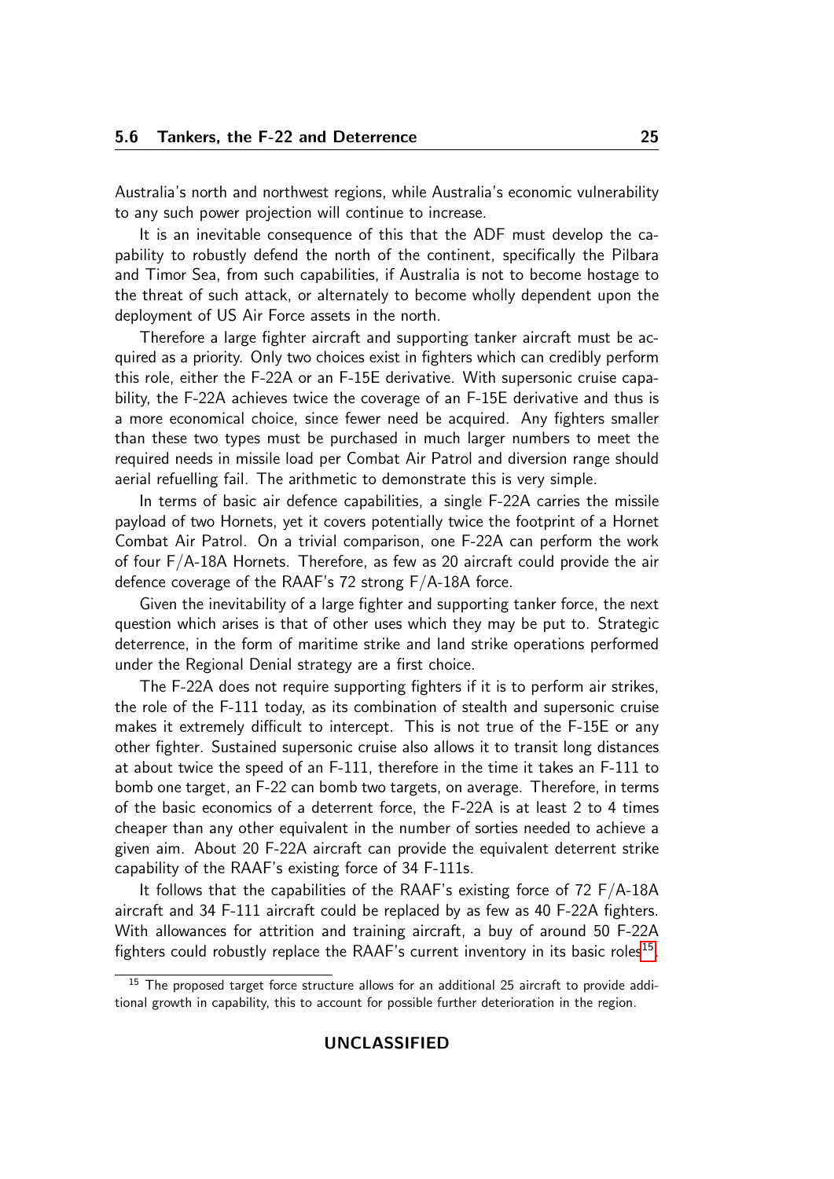Australia's north and northwest regions, while Australia's economic vulnerability to any such power projection will continue to increase.

It is an inevitable consequence of this that the ADF must develop the capability to robustly defend the north of the continent, specifically the Pilbara and Timor Sea, from such capabilities, if Australia is not to become hostage to the threat of such attack, or alternately to become wholly dependent upon the deployment of US Air Force assets in the north.

Therefore a large fighter aircraft and supporting tanker aircraft must be acquired as a priority. Only two choices exist in fighters which can credibly perform this role, either the F-22A or an F-15E derivative. With supersonic cruise capability, the F-22A achieves twice the coverage of an F-15E derivative and thus is a more economical choice, since fewer need be acquired. Any fighters smaller than these two types must be purchased in much larger numbers to meet the required needs in missile load per Combat Air Patrol and diversion range should aerial refuelling fail. The arithmetic to demonstrate this is very simple.

In terms of basic air defence capabilities, a single F-22A carries the missile payload of two Hornets, yet it covers potentially twice the footprint of a Hornet Combat Air Patrol. On a trivial comparison, one F-22A can perform the work of four F/A-18A Hornets. Therefore, as few as 20 aircraft could provide the air defence coverage of the RAAF's 72 strong F/A-18A force.

Given the inevitability of a large fighter and supporting tanker force, the next question which arises is that of other uses which they may be put to. Strategic deterrence, in the form of maritime strike and land strike operations performed under the Regional Denial strategy are a first choice.

The F-22A does not require supporting fighters if it is to perform air strikes, the role of the F-111 today, as its combination of stealth and supersonic cruise makes it extremely difficult to intercept. This is not true of the F-15E or any other fighter. Sustained supersonic cruise also allows it to transit long distances at about twice the speed of an F-111, therefore in the time it takes an F-111 to bomb one target, an F-22 can bomb two targets, on average. Therefore, in terms of the basic economics of a deterrent force, the F-22A is at least 2 to 4 times cheaper than any other equivalent in the number of sorties needed to achieve a given aim. About 20 F-22A aircraft can provide the equivalent deterrent strike capability of the RAAF's existing force of 34 F-111s.

It follows that the capabilities of the RAAF's existing force of 72 F/A-18A aircraft and 34 F-111 aircraft could be replaced by as few as 40 F-22A fighters. With allowances for attrition and training aircraft, a buy of around 50 F-22A fighters could robustly replace the RAAF's current inventory in its basic roles[15].

[15] The proposed target force structure allows for an additional 25 aircraft to provide additional growth in capability, this to account for possible further deterioration in the region.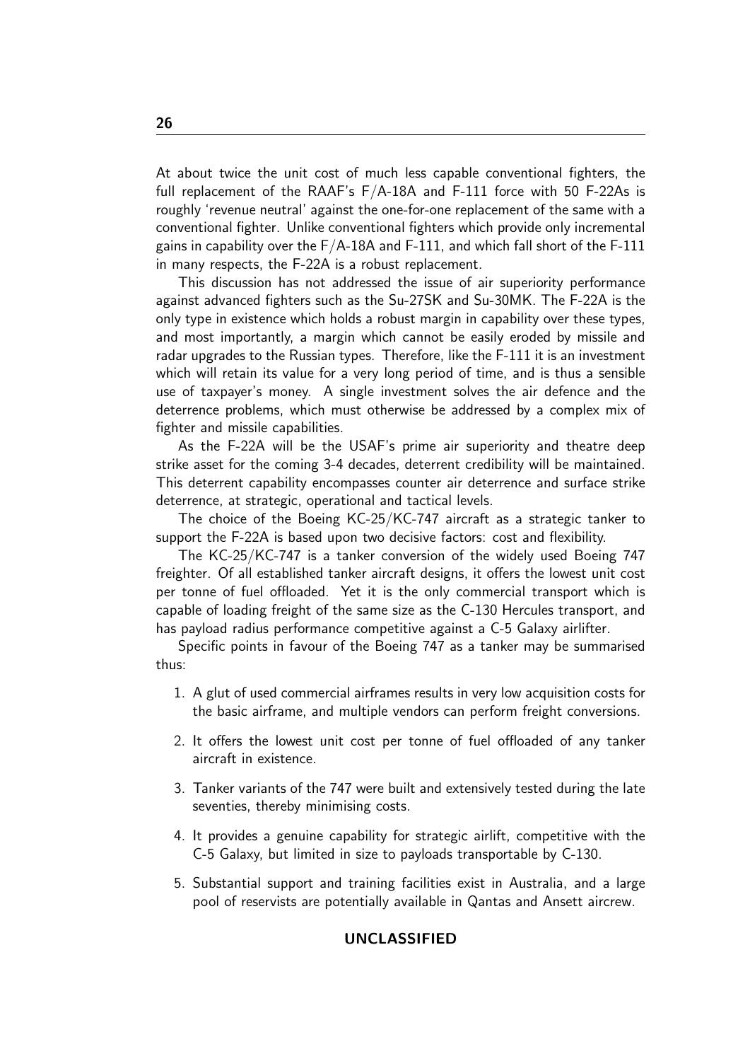At about twice the unit cost of much less capable conventional fighters, the full replacement of the RAAF's F/A-18A and F-111 force with 50 F-22As is roughly 'revenue neutral' against the one-for-one replacement of the same with a conventional fighter. Unlike conventional fighters which provide only incremental gains in capability over the F/A-18A and F-111, and which fall short of the F-111 in many respects, the F-22A is a robust replacement.

This discussion has not addressed the issue of air superiority performance against advanced fighters such as the Su-27SK and Su-30MK. The F-22A is the only type in existence which holds a robust margin in capability over these types, and most importantly, a margin which cannot be easily eroded by missile and radar upgrades to the Russian types. Therefore, like the F-111 it is an investment which will retain its value for a very long period of time, and is thus a sensible use of taxpayer's money. A single investment solves the air defence and the deterrence problems, which must otherwise be addressed by a complex mix of fighter and missile capabilities.

As the F-22A will be the USAF's prime air superiority and theatre deep strike asset for the coming 3-4 decades, deterrent credibility will be maintained. This deterrent capability encompasses counter air deterrence and surface strike deterrence, at strategic, operational and tactical levels.

The choice of the Boeing KC-25/KC-747 aircraft as a strategic tanker to support the F-22A is based upon two decisive factors: cost and flexibility.

The KC-25/KC-747 is a tanker conversion of the widely used Boeing 747 freighter. Of all established tanker aircraft designs, it offers the lowest unit cost per tonne of fuel offloaded. Yet it is the only commercial transport which is capable of loading freight of the same size as the C-130 Hercules transport, and has payload radius performance competitive against a C-5 Galaxy airlifter.

Specific points in favour of the Boeing 747 as a tanker may be summarised thus:

1. A glut of used commercial airframes results in very low acquisition costs for the basic airframe, and multiple vendors can perform freight conversions.
2. It offers the lowest unit cost per tonne of fuel offloaded of any tanker aircraft in existence.
3. Tanker variants of the 747 were built and extensively tested during the late seventies, thereby minimising costs.
4. It provides a genuine capability for strategic airlift, competitive with the C-5 Galaxy, but limited in size to payloads transportable by C-130.
5. Substantial support and training facilities exist in Australia, and a large pool of reservists are potentially available in Qantas and Ansett aircrew.

**UNCLASSIFIED**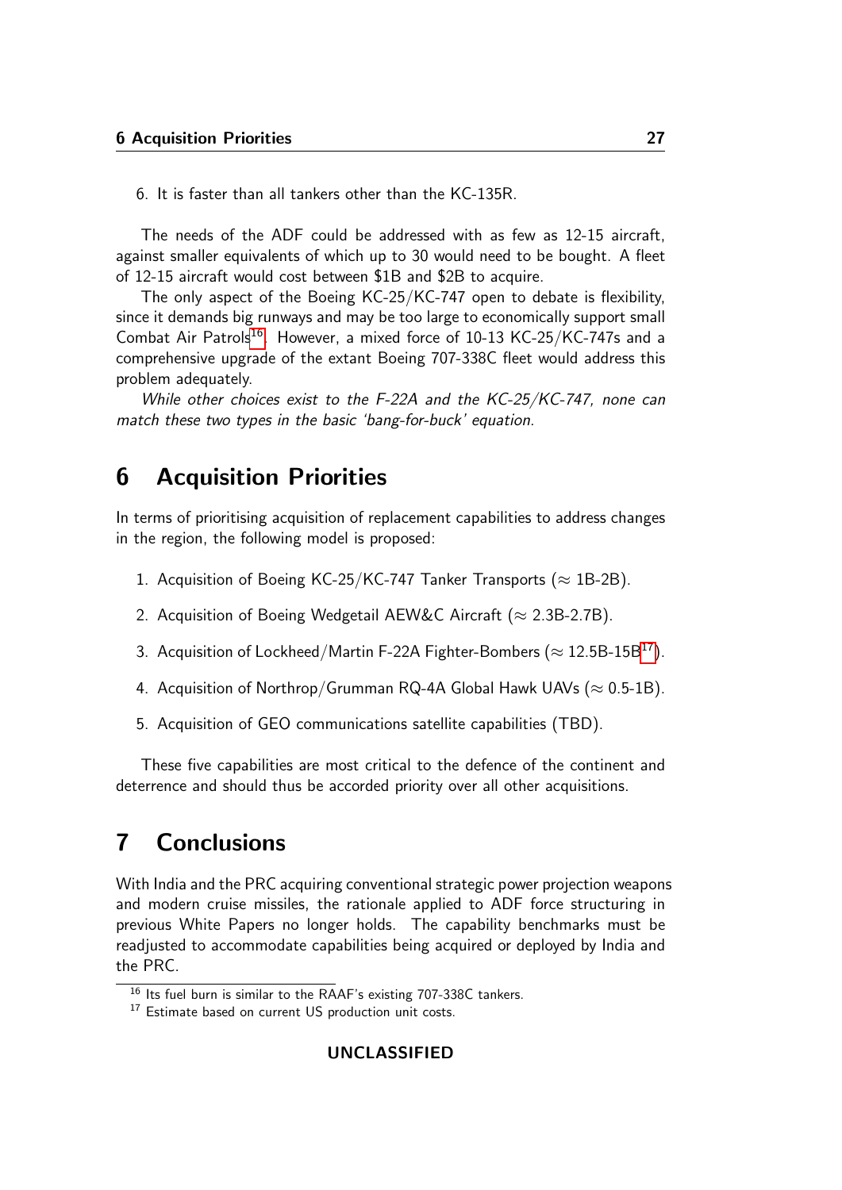6. It is faster than all tankers other than the KC-135R.

The needs of the ADF could be addressed with as few as 12-15 aircraft, against smaller equivalents of which up to 30 would need to be bought. A fleet of 12-15 aircraft would cost between $1B and $2B to acquire.

The only aspect of the Boeing KC-25/KC-747 open to debate is flexibility, since it demands big runways and may be too large to economically support small Combat Air Patrols[16]. However, a mixed force of 10-13 KC-25/KC-747s and a comprehensive upgrade of the extant Boeing 707-338C fleet would address this problem adequately.

*While other choices exist to the F-22A and the KC-25/KC-747, none can match these two types in the basic 'bang-for-buck' equation.*

# 6 Acquisition Priorities

In terms of prioritising acquisition of replacement capabilities to address changes in the region, the following model is proposed:

1. Acquisition of Boeing KC-25/KC-747 Tanker Transports ($\approx$ 1B-2B).
2. Acquisition of Boeing Wedgetail AEW&C Aircraft ($\approx$ 2.3B-2.7B).
3. Acquisition of Lockheed/Martin F-22A Fighter-Bombers ($\approx$ 12.5B-15B[17]).
4. Acquisition of Northrop/Grumman RQ-4A Global Hawk UAVs ($\approx$ 0.5-1B).
5. Acquisition of GEO communications satellite capabilities (TBD).

These five capabilities are most critical to the defence of the continent and deterrence and should thus be accorded priority over all other acquisitions.

# 7 Conclusions

With India and the PRC acquiring conventional strategic power projection weapons and modern cruise missiles, the rationale applied to ADF force structuring in previous White Papers no longer holds. The capability benchmarks must be readjusted to accommodate capabilities being acquired or deployed by India and the PRC.

[16] Its fuel burn is similar to the RAAF's existing 707-338C tankers.

[17] Estimate based on current US production unit costs.

UNCLASSIFIED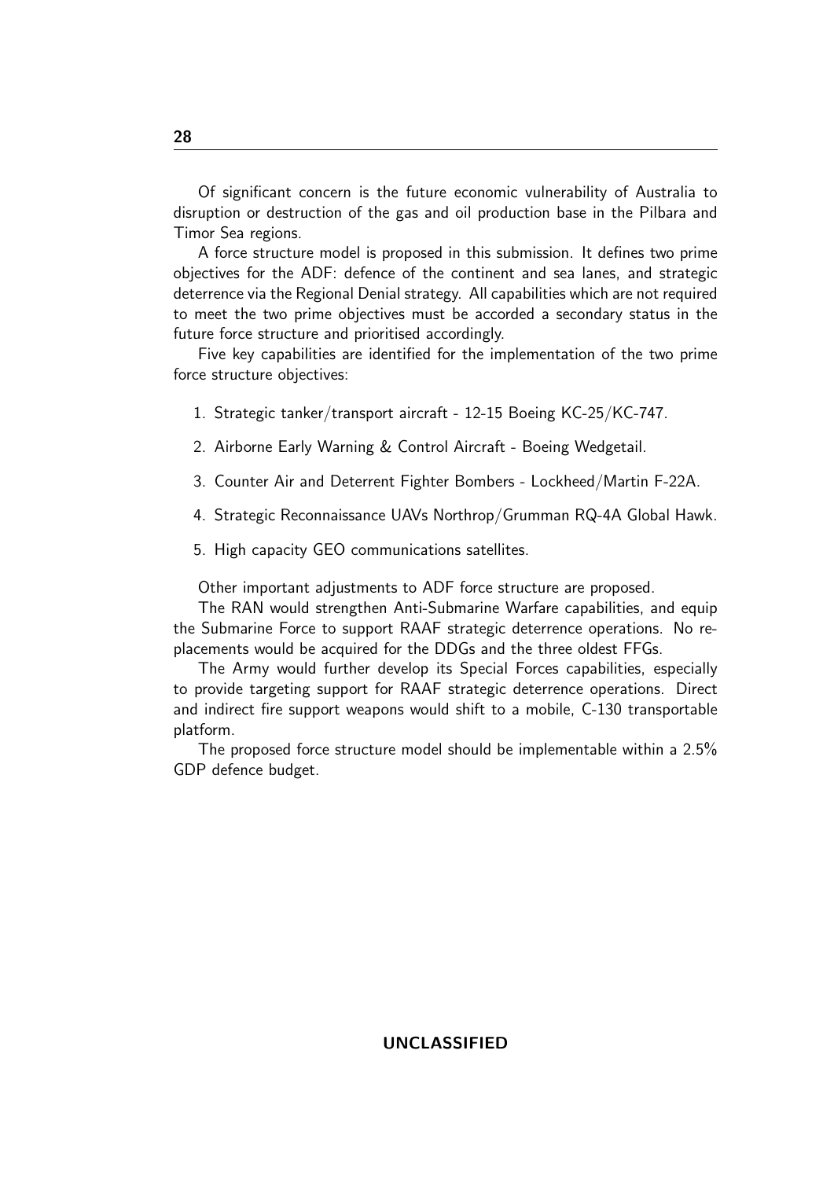Of significant concern is the future economic vulnerability of Australia to disruption or destruction of the gas and oil production base in the Pilbara and Timor Sea regions.

A force structure model is proposed in this submission. It defines two prime objectives for the ADF: defence of the continent and sea lanes, and strategic deterrence via the Regional Denial strategy. All capabilities which are not required to meet the two prime objectives must be accorded a secondary status in the future force structure and prioritised accordingly.

Five key capabilities are identified for the implementation of the two prime force structure objectives:

1. Strategic tanker/transport aircraft - 12-15 Boeing KC-25/KC-747.
2. Airborne Early Warning & Control Aircraft - Boeing Wedgetail.
3. Counter Air and Deterrent Fighter Bombers - Lockheed/Martin F-22A.
4. Strategic Reconnaissance UAVs Northrop/Grumman RQ-4A Global Hawk.
5. High capacity GEO communications satellites.

Other important adjustments to ADF force structure are proposed.

The RAN would strengthen Anti-Submarine Warfare capabilities, and equip the Submarine Force to support RAAF strategic deterrence operations. No replacements would be acquired for the DDGs and the three oldest FFGs.

The Army would further develop its Special Forces capabilities, especially to provide targeting support for RAAF strategic deterrence operations. Direct and indirect fire support weapons would shift to a mobile, C-130 transportable platform.

The proposed force structure model should be implementable within a 2.5% GDP defence budget.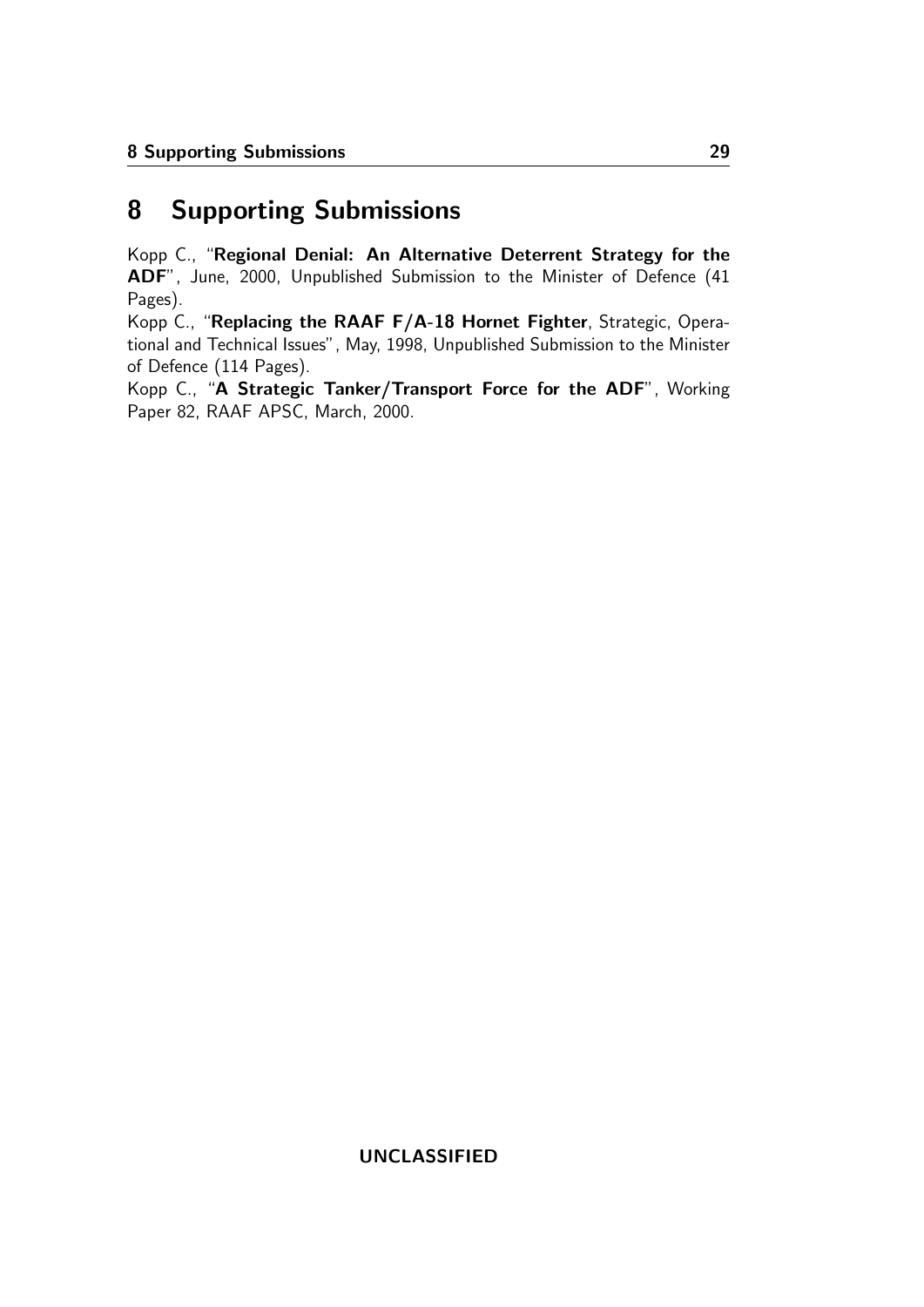# 8 Supporting Submissions

Kopp C., "**Regional Denial: An Alternative Deterrent Strategy for the ADF**", June, 2000, Unpublished Submission to the Minister of Defence (41 Pages).

Kopp C., "**Replacing the RAAF F/A-18 Hornet Fighter**, Strategic, Operational and Technical Issues", May, 1998, Unpublished Submission to the Minister of Defence (114 Pages).

Kopp C., "**A Strategic Tanker/Transport Force for the ADF**", Working Paper 82, RAAF APSC, March, 2000.

**UNCLASSIFIED**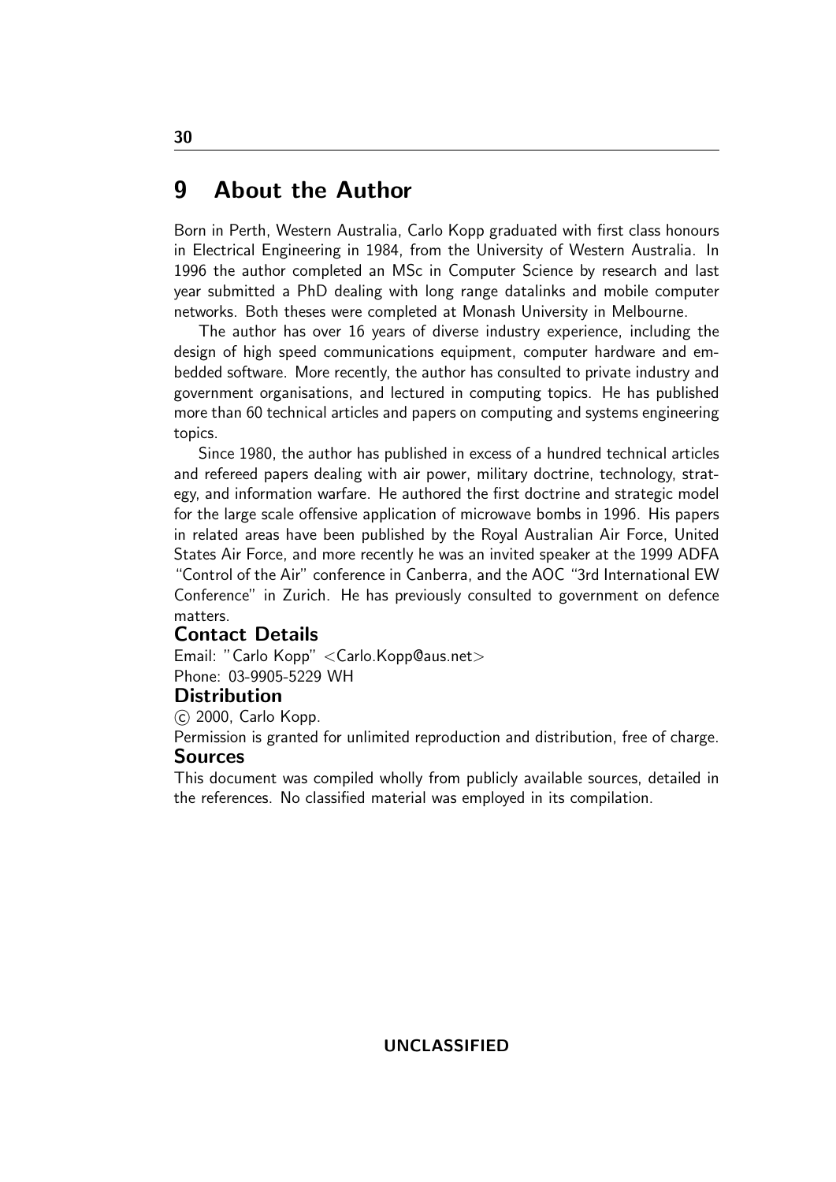# 9 About the Author

Born in Perth, Western Australia, Carlo Kopp graduated with first class honours in Electrical Engineering in 1984, from the University of Western Australia. In 1996 the author completed an MSc in Computer Science by research and last year submitted a PhD dealing with long range datalinks and mobile computer networks. Both theses were completed at Monash University in Melbourne.

The author has over 16 years of diverse industry experience, including the design of high speed communications equipment, computer hardware and embedded software. More recently, the author has consulted to private industry and government organisations, and lectured in computing topics. He has published more than 60 technical articles and papers on computing and systems engineering topics.

Since 1980, the author has published in excess of a hundred technical articles and refereed papers dealing with air power, military doctrine, technology, strategy, and information warfare. He authored the first doctrine and strategic model for the large scale offensive application of microwave bombs in 1996. His papers in related areas have been published by the Royal Australian Air Force, United States Air Force, and more recently he was an invited speaker at the 1999 ADFA "Control of the Air" conference in Canberra, and the AOC "3rd International EW Conference" in Zurich. He has previously consulted to government on defence matters.

## Contact Details

Email: "Carlo Kopp" <Carlo.Kopp@aus.net>
Phone: 03-9905-5229 WH

## Distribution

© 2000, Carlo Kopp.
Permission is granted for unlimited reproduction and distribution, free of charge.

## Sources

This document was compiled wholly from publicly available sources, detailed in the references. No classified material was employed in its compilation.

**UNCLASSIFIED**